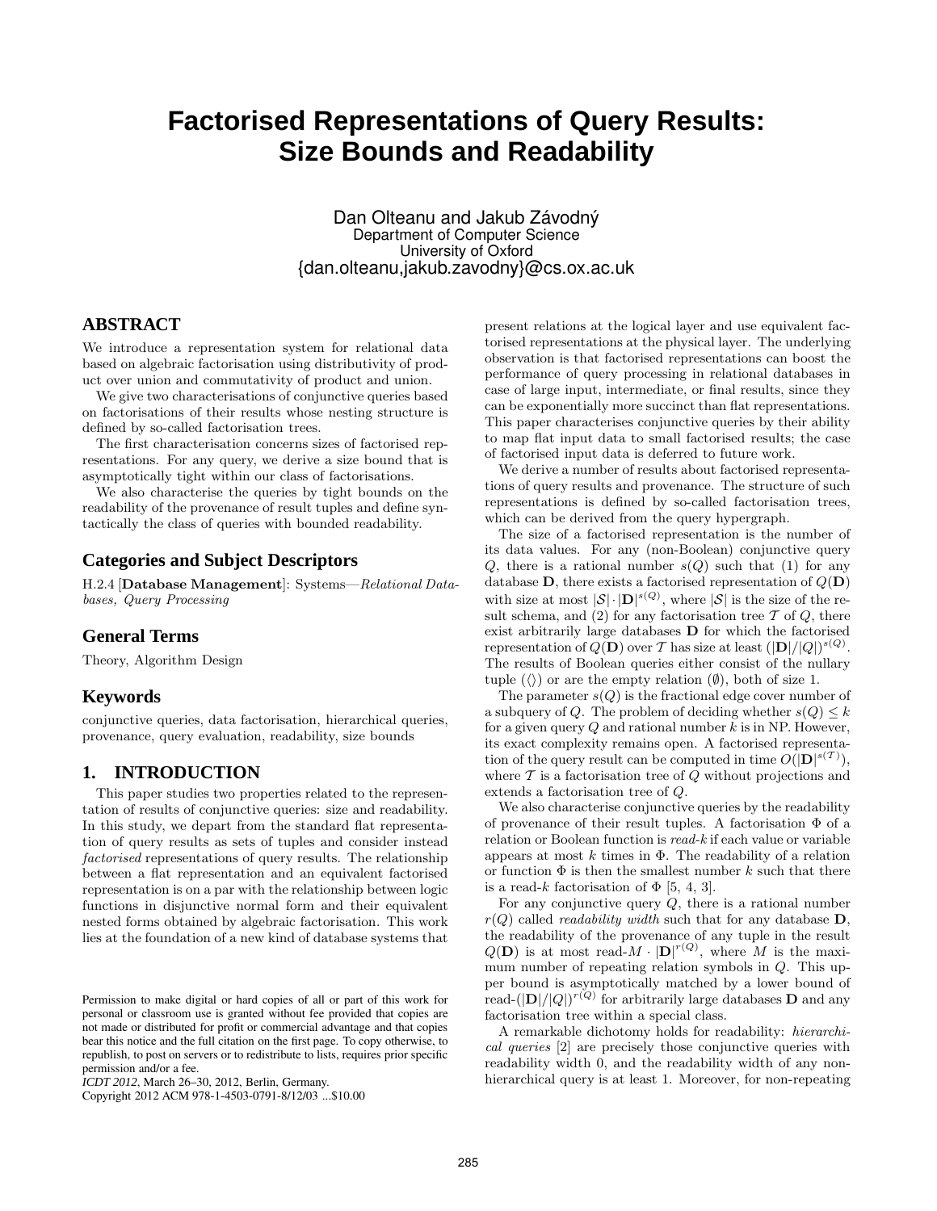# Factorised Representations of Query Results: Size Bounds and Readability

Dan Olteanu and Jakub Závodný
Department of Computer Science
University of Oxford
{dan.olteanu,jakub.zavodny}@cs.ox.ac.uk

## ABSTRACT

We introduce a representation system for relational data based on algebraic factorisation using distributivity of product over union and commutativity of product and union.

We give two characterisations of conjunctive queries based on factorisations of their results whose nesting structure is defined by so-called factorisation trees.

The first characterisation concerns sizes of factorised representations. For any query, we derive a size bound that is asymptotically tight within our class of factorisations.

We also characterise the queries by tight bounds on the readability of the provenance of result tuples and define syntactically the class of queries with bounded readability.

## Categories and Subject Descriptors

H.2.4 [**Database Management**]: Systems—*Relational Databases, Query Processing*

## General Terms

Theory, Algorithm Design

## Keywords

conjunctive queries, data factorisation, hierarchical queries, provenance, query evaluation, readability, size bounds

## 1. INTRODUCTION

This paper studies two properties related to the representation of results of conjunctive queries: size and readability. In this study, we depart from the standard flat representation of query results as sets of tuples and consider instead *factorised* representations of query results. The relationship between a flat representation and an equivalent factorised representation is on a par with the relationship between logic functions in disjunctive normal form and their equivalent nested forms obtained by algebraic factorisation. This work lies at the foundation of a new kind of database systems that present relations at the logical layer and use equivalent factorised representations at the physical layer. The underlying observation is that factorised representations can boost the performance of query processing in relational databases in case of large input, intermediate, or final results, since they can be exponentially more succinct than flat representations. This paper characterises conjunctive queries by their ability to map flat input data to small factorised results; the case of factorised input data is deferred to future work.

We derive a number of results about factorised representations of query results and provenance. The structure of such representations is defined by so-called factorisation trees, which can be derived from the query hypergraph.

The size of a factorised representation is the number of its data values. For any (non-Boolean) conjunctive query $Q$, there is a rational number $s(Q)$ such that (1) for any database $\mathbf{D}$, there exists a factorised representation of $Q(\mathbf{D})$ with size at most $|\mathcal{S}| \cdot |\mathbf{D}|^{s(Q)}$, where $|\mathcal{S}|$ is the size of the result schema, and (2) for any factorisation tree $\mathcal{T}$ of $Q$, there exist arbitrarily large databases $\mathbf{D}$ for which the factorised representation of $Q(\mathbf{D})$ over $\mathcal{T}$ has size at least $(|\mathbf{D}|/|Q|)^{s(Q)}$. The results of Boolean queries either consist of the nullary tuple ($\langle\rangle$) or are the empty relation ($\emptyset$), both of size 1.

The parameter $s(Q)$ is the fractional edge cover number of a subquery of $Q$. The problem of deciding whether $s(Q) \leq k$ for a given query $Q$ and rational number $k$ is in NP. However, its exact complexity remains open. A factorised representation of the query result can be computed in time $O(|\mathbf{D}|^{s(\mathcal{T})})$, where $\mathcal{T}$ is a factorisation tree of $Q$ without projections and extends a factorisation tree of $Q$.

We also characterise conjunctive queries by the readability of provenance of their result tuples. A factorisation $\Phi$ of a relation or Boolean function is *read-k* if each value or variable appears at most $k$ times in $\Phi$. The readability of a relation or function $\Phi$ is then the smallest number $k$ such that there is a read-$k$ factorisation of $\Phi$ [5, 4, 3].

For any conjunctive query $Q$, there is a rational number $r(Q)$ called *readability width* such that for any database $\mathbf{D}$, the readability of the provenance of any tuple in the result $Q(\mathbf{D})$ is at most read-$M \cdot |\mathbf{D}|^{r(Q)}$, where $M$ is the maximum number of repeating relation symbols in $Q$. This upper bound is asymptotically matched by a lower bound of read-$(|\mathbf{D}|/|Q|)^{r(Q)}$ for arbitrarily large databases $\mathbf{D}$ and any factorisation tree within a special class.

A remarkable dichotomy holds for readability: *hierarchical queries* [2] are precisely those conjunctive queries with readability width 0, and the readability width of any non-hierarchical query is at least 1. Moreover, for non-repeating

Permission to make digital or hard copies of all or part of this work for personal or classroom use is granted without fee provided that copies are not made or distributed for profit or commercial advantage and that copies bear this notice and the full citation on the first page. To copy otherwise, to republish, to post on servers or to redistribute to lists, requires prior specific permission and/or a fee.
*ICDT 2012*, March 26–30, 2012, Berlin, Germany.
Copyright 2012 ACM 978-1-4503-0791-8/12/03 ...$10.00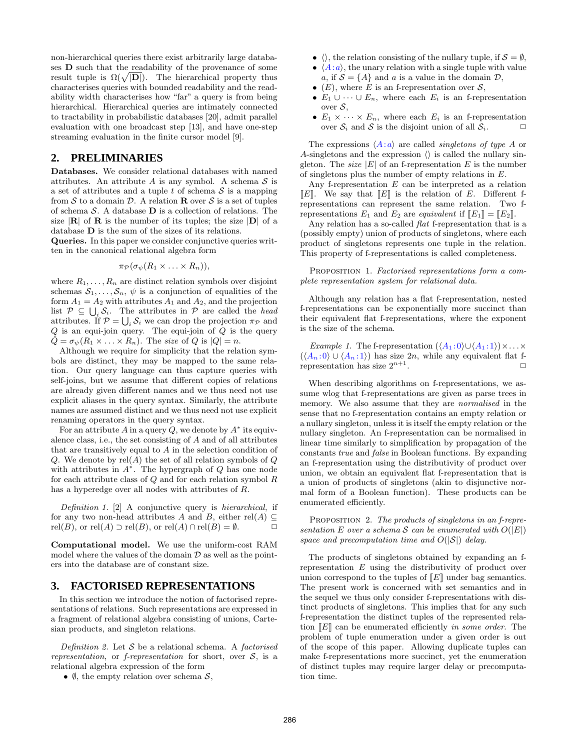non-hierarchical queries there exist arbitrarily large databases $\mathbf{D}$ such that the readability of the provenance of some result tuple is $\Omega(\sqrt{|\mathbf{D}|})$. The hierarchical property thus characterises queries with bounded readability and the readability width characterises how "far" a query is from being hierarchical. Hierarchical queries are intimately connected to tractability in probabilistic databases [20], admit parallel evaluation with one broadcast step [13], and have one-step streaming evaluation in the finite cursor model [9].

## 2. PRELIMINARIES

**Databases.** We consider relational databases with named attributes. An attribute $A$ is any symbol. A schema $\mathcal{S}$ is a set of attributes and a tuple $t$ of schema $\mathcal{S}$ is a mapping from $\mathcal{S}$ to a domain $\mathcal{D}$. A relation $\mathbf{R}$ over $\mathcal{S}$ is a set of tuples of schema $\mathcal{S}$. A database $\mathbf{D}$ is a collection of relations. The size $|\mathbf{R}|$ of $\mathbf{R}$ is the number of its tuples; the size $|\mathbf{D}|$ of a database $\mathbf{D}$ is the sum of the sizes of its relations.

**Queries.** In this paper we consider conjunctive queries written in the canonical relational algebra form

$$\pi_{\mathcal{P}}(\sigma_{\psi}(R_1 \times \ldots \times R_n)),$$

where $R_1, \ldots, R_n$ are distinct relation symbols over disjoint schemas $\mathcal{S}_1, \ldots, \mathcal{S}_n$, $\psi$ is a conjunction of equalities of the form $A_1 = A_2$ with attributes $A_1$ and $A_2$, and the projection list $\mathcal{P} \subseteq \bigcup_i \mathcal{S}_i$. The attributes in $\mathcal{P}$ are called the *head* attributes. If $\mathcal{P} = \bigcup_i \mathcal{S}_i$ we can drop the projection $\pi_{\mathcal{P}}$ and $Q$ is an equi-join query. The equi-join of $Q$ is the query $\hat{Q} = \sigma_{\psi}(R_1 \times \ldots \times R_n)$. The *size* of $Q$ is $|Q| = n$.

Although we require for simplicity that the relation symbols are distinct, they may be mapped to the same relation. Our query language can thus capture queries with self-joins, but we assume that different copies of relations are already given different names and we thus need not use explicit aliases in the query syntax. Similarly, the attribute names are assumed distinct and we thus need not use explicit renaming operators in the query syntax.

For an attribute $A$ in a query $Q$, we denote by $A^*$ its equivalence class, i.e., the set consisting of $A$ and of all attributes that are transitively equal to $A$ in the selection condition of $Q$. We denote by $\text{rel}(A)$ the set of all relation symbols of $Q$ with attributes in $A^*$. The hypergraph of $Q$ has one node for each attribute class of $Q$ and for each relation symbol $R$ has a hyperedge over all nodes with attributes of $R$.

*Definition 1.* [2] A conjunctive query is *hierarchical*, if for any two non-head attributes $A$ and $B$, either $\text{rel}(A) \subseteq \text{rel}(B)$, or $\text{rel}(A) \supset \text{rel}(B)$, or $\text{rel}(A) \cap \text{rel}(B) = \emptyset$. □

**Computational model.** We use the uniform-cost RAM model where the values of the domain $\mathcal{D}$ as well as the pointers into the database are of constant size.

## 3. FACTORISED REPRESENTATIONS

In this section we introduce the notion of factorised representations of relations. Such representations are expressed in a fragment of relational algebra consisting of unions, Cartesian products, and singleton relations.

*Definition 2.* Let $\mathcal{S}$ be a relational schema. A *factorised representation*, or *f-representation* for short, over $\mathcal{S}$, is a relational algebra expression of the form

- $\emptyset$, the empty relation over schema $\mathcal{S}$,
- $\langle\rangle$, the relation consisting of the nullary tuple, if $\mathcal{S} = \emptyset$,
- $\langle A\!:\!a\rangle$, the unary relation with a single tuple with value $a$, if $\mathcal{S} = \{A\}$ and $a$ is a value in the domain $\mathcal{D}$,
- $(E)$, where $E$ is an f-representation over $\mathcal{S}$,
- $E_1 \cup \cdots \cup E_n$, where each $E_i$ is an f-representation over $\mathcal{S}$,
- $E_1 \times \cdots \times E_n$, where each $E_i$ is an f-representation over $\mathcal{S}_i$ and $\mathcal{S}$ is the disjoint union of all $\mathcal{S}_i$. □

The expressions $\langle A\!:\!a\rangle$ are called *singletons of type* $A$ or $A$-singletons and the expression $\langle\rangle$ is called the nullary singleton. The *size* $|E|$ of an f-representation $E$ is the number of singletons plus the number of empty relations in $E$.

Any f-representation $E$ can be interpreted as a relation $[\![E]\!]$. We say that $[\![E]\!]$ is the relation of $E$. Different f-representations can represent the same relation. Two f-representations $E_1$ and $E_2$ are *equivalent* if $[\![E_1]\!] = [\![E_2]\!]$.

Any relation has a so-called *flat* f-representation that is a (possibly empty) union of products of singletons, where each product of singletons represents one tuple in the relation. This property of f-representations is called completeness.

PROPOSITION 1. *Factorised representations form a complete representation system for relational data.*

Although any relation has a flat f-representation, nested f-representations can be exponentially more succinct than their equivalent flat f-representations, where the exponent is the size of the schema.

*Example 1.* The f-representation $(\langle A_1\!:\!0\rangle \cup \langle A_1\!:\!1\rangle) \times \ldots \times (\langle A_n\!:\!0\rangle \cup \langle A_n\!:\!1\rangle)$ has size $2n$, while any equivalent flat f-representation has size $2^{n+1}$. □

When describing algorithms on f-representations, we assume wlog that f-representations are given as parse trees in memory. We also assume that they are *normalised* in the sense that no f-representation contains an empty relation or a nullary singleton, unless it is itself the empty relation or the nullary singleton. An f-representation can be normalised in linear time similarly to simplification by propagation of the constants *true* and *false* in Boolean functions. By expanding an f-representation using the distributivity of product over union, we obtain an equivalent flat f-representation that is a union of products of singletons (akin to disjunctive normal form of a Boolean function). These products can be enumerated efficiently.

PROPOSITION 2. *The products of singletons in an f-representation $E$ over a schema $\mathcal{S}$ can be enumerated with $O(|E|)$ space and precomputation time and $O(|\mathcal{S}|)$ delay.*

The products of singletons obtained by expanding an f-representation $E$ using the distributivity of product over union correspond to the tuples of $[\![E]\!]$ under bag semantics. The present work is concerned with set semantics and in the sequel we thus only consider f-representations with distinct products of singletons. This implies that for any such f-representation the distinct tuples of the represented relation $[\![E]\!]$ can be enumerated efficiently *in some order*. The problem of tuple enumeration under a given order is out of the scope of this paper. Allowing duplicate tuples can make f-representations more succinct, yet the enumeration of distinct tuples may require larger delay or precomputation time.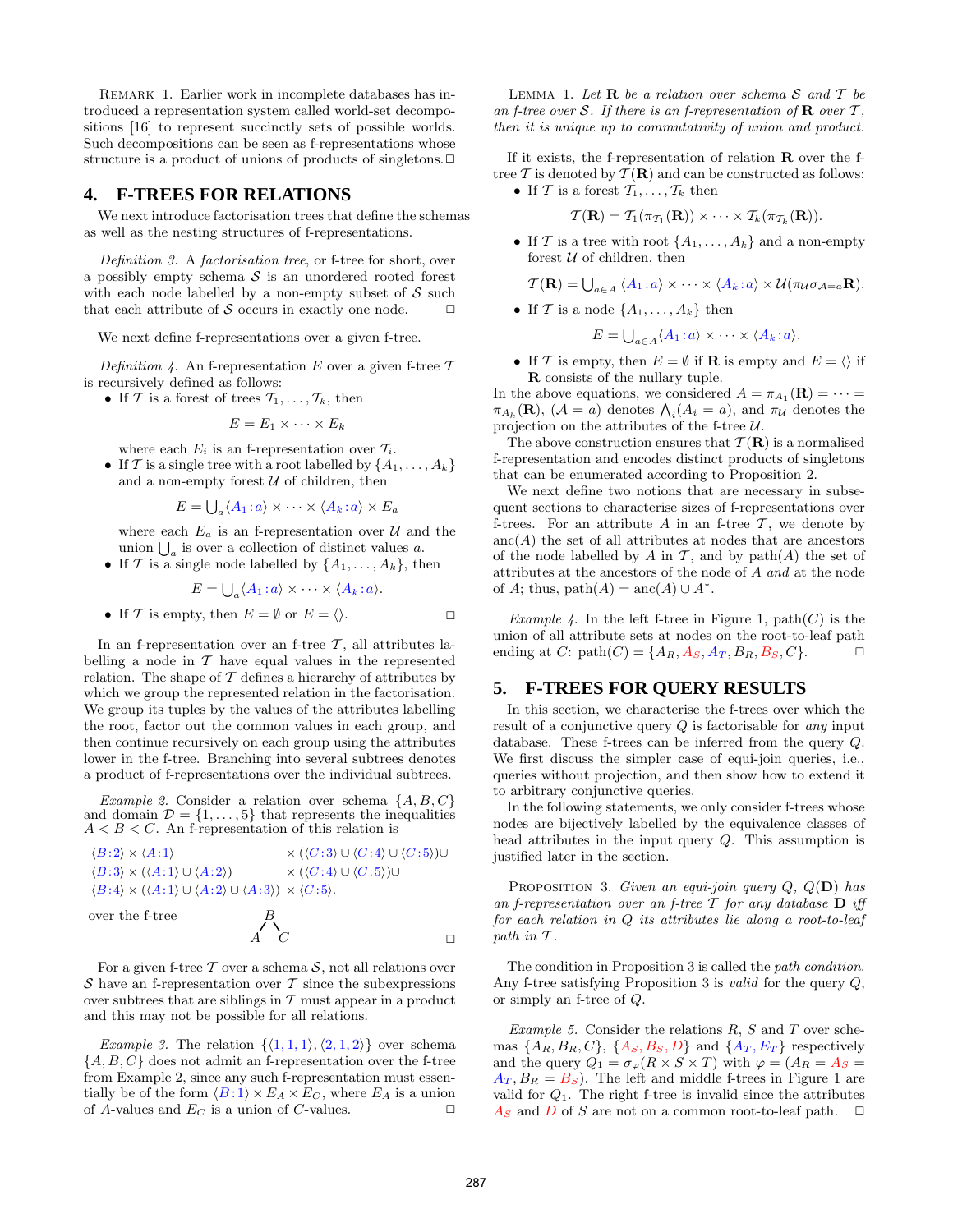Remark 1. Earlier work in incomplete databases has introduced a representation system called world-set decompositions [16] to represent succinctly sets of possible worlds. Such decompositions can be seen as f-representations whose structure is a product of unions of products of singletons. □

## 4. F-TREES FOR RELATIONS

We next introduce factorisation trees that define the schemas as well as the nesting structures of f-representations.

*Definition 3.* A *factorisation tree*, or f-tree for short, over a possibly empty schema $\mathcal{S}$ is an unordered rooted forest with each node labelled by a non-empty subset of $\mathcal{S}$ such that each attribute of $\mathcal{S}$ occurs in exactly one node. □

We next define f-representations over a given f-tree.

*Definition 4.* An f-representation $E$ over a given f-tree $\mathcal{T}$ is recursively defined as follows:

- If $\mathcal{T}$ is a forest of trees $\mathcal{T}_1, \dots, \mathcal{T}_k$, then
$$E = E_1 \times \dots \times E_k$$
where each $E_i$ is an f-representation over $\mathcal{T}_i$.
- If $\mathcal{T}$ is a single tree with a root labelled by $\{A_1, \dots, A_k\}$ and a non-empty forest $\mathcal{U}$ of children, then
$$E = \bigcup_a \langle A_1 : a \rangle \times \dots \times \langle A_k : a \rangle \times E_a$$
where each $E_a$ is an f-representation over $\mathcal{U}$ and the union $\bigcup_a$ is over a collection of distinct values $a$.
- If $\mathcal{T}$ is a single node labelled by $\{A_1, \dots, A_k\}$, then
$$E = \bigcup_a \langle A_1 : a \rangle \times \dots \times \langle A_k : a \rangle.$$
- If $\mathcal{T}$ is empty, then $E = \emptyset$ or $E = \langle\rangle$. □

In an f-representation over an f-tree $\mathcal{T}$, all attributes labelling a node in $\mathcal{T}$ have equal values in the represented relation. The shape of $\mathcal{T}$ defines a hierarchy of attributes by which we group the represented relation in the factorisation. We group its tuples by the values of the attributes labelling the root, factor out the common values in each group, and then continue recursively on each group using the attributes lower in the f-tree. Branching into several subtrees denotes a product of f-representations over the individual subtrees.

*Example 2.* Consider a relation over schema $\{A, B, C\}$ and domain $\mathcal{D} = \{1, \dots, 5\}$ that represents the inequalities $A < B < C$. An f-representation of this relation is

$$\begin{aligned}
&\langle B:2 \rangle \times \langle A:1 \rangle && \times (\langle C:3 \rangle \cup \langle C:4 \rangle \cup \langle C:5 \rangle) \cup \\
&\langle B:3 \rangle \times (\langle A:1 \rangle \cup \langle A:2 \rangle) && \times (\langle C:4 \rangle \cup \langle C:5 \rangle) \cup \\
&\langle B:4 \rangle \times (\langle A:1 \rangle \cup \langle A:2 \rangle \cup \langle A:3 \rangle) && \times \langle C:5 \rangle.
\end{aligned}$$

over the f-tree with root $B$ and children $A$ and $C$. □

For a given f-tree $\mathcal{T}$ over a schema $\mathcal{S}$, not all relations over $\mathcal{S}$ have an f-representation over $\mathcal{T}$ since the subexpressions over subtrees that are siblings in $\mathcal{T}$ must appear in a product and this may not be possible for all relations.

*Example 3.* The relation $\{\langle 1, 1, 1 \rangle, \langle 2, 1, 2 \rangle\}$ over schema $\{A, B, C\}$ does not admit an f-representation over the f-tree from Example 2, since any such f-representation must essentially be of the form $\langle B:1 \rangle \times E_A \times E_C$, where $E_A$ is a union of $A$-values and $E_C$ is a union of $C$-values. □

Lemma 1. *Let $\mathbf{R}$ be a relation over schema $\mathcal{S}$ and $\mathcal{T}$ be an f-tree over $\mathcal{S}$. If there is an f-representation of $\mathbf{R}$ over $\mathcal{T}$, then it is unique up to commutativity of union and product.*

If it exists, the f-representation of relation $\mathbf{R}$ over the f-tree $\mathcal{T}$ is denoted by $\mathcal{T}(\mathbf{R})$ and can be constructed as follows:

- If $\mathcal{T}$ is a forest $\mathcal{T}_1, \dots, \mathcal{T}_k$ then
$$\mathcal{T}(\mathbf{R}) = \mathcal{T}_1(\pi_{\mathcal{T}_1}(\mathbf{R})) \times \dots \times \mathcal{T}_k(\pi_{\mathcal{T}_k}(\mathbf{R})).$$
- If $\mathcal{T}$ is a tree with root $\{A_1, \dots, A_k\}$ and a non-empty forest $\mathcal{U}$ of children, then
$$\mathcal{T}(\mathbf{R}) = \bigcup_{a \in A} \langle A_1 : a \rangle \times \dots \times \langle A_k : a \rangle \times \mathcal{U}(\pi_{\mathcal{U}} \sigma_{\mathcal{A}=a} \mathbf{R}).$$
- If $\mathcal{T}$ is a node $\{A_1, \dots, A_k\}$ then
$$E = \bigcup_{a \in A} \langle A_1 : a \rangle \times \dots \times \langle A_k : a \rangle.$$
- If $\mathcal{T}$ is empty, then $E = \emptyset$ if $\mathbf{R}$ is empty and $E = \langle\rangle$ if $\mathbf{R}$ consists of the nullary tuple.

In the above equations, we considered $A = \pi_{A_1}(\mathbf{R}) = \dots = \pi_{A_k}(\mathbf{R})$, $(\mathcal{A} = a)$ denotes $\bigwedge_i (A_i = a)$, and $\pi_{\mathcal{U}}$ denotes the projection on the attributes of the f-tree $\mathcal{U}$.

The above construction ensures that $\mathcal{T}(\mathbf{R})$ is a normalised f-representation and encodes distinct products of singletons that can be enumerated according to Proposition 2.

We next define two notions that are necessary in subsequent sections to characterise sizes of f-representations over f-trees. For an attribute $A$ in an f-tree $\mathcal{T}$, we denote by $\text{anc}(A)$ the set of all attributes at nodes that are ancestors of the node labelled by $A$ in $\mathcal{T}$, and by $\text{path}(A)$ the set of attributes at the ancestors of the node of $A$ *and* at the node of $A$; thus, $\text{path}(A) = \text{anc}(A) \cup A^*$.

*Example 4.* In the left f-tree in Figure 1, $\text{path}(C)$ is the union of all attribute sets at nodes on the root-to-leaf path ending at $C$: $\text{path}(C) = \{A_R, A_S, A_T, B_R, B_S, C\}$. □

## 5. F-TREES FOR QUERY RESULTS

In this section, we characterise the f-trees over which the result of a conjunctive query $Q$ is factorisable for *any* input database. These f-trees can be inferred from the query $Q$. We first discuss the simpler case of equi-join queries, i.e., queries without projection, and then show how to extend it to arbitrary conjunctive queries.

In the following statements, we only consider f-trees whose nodes are bijectively labelled by the equivalence classes of head attributes in the input query $Q$. This assumption is justified later in the section.

Proposition 3. *Given an equi-join query $Q$, $Q(\mathbf{D})$ has an f-representation over an f-tree $\mathcal{T}$ for any database $\mathbf{D}$ iff for each relation in $Q$ its attributes lie along a root-to-leaf path in $\mathcal{T}$.*

The condition in Proposition 3 is called the *path condition*. Any f-tree satisfying Proposition 3 is *valid* for the query $Q$, or simply an f-tree of $Q$.

*Example 5.* Consider the relations $R$, $S$ and $T$ over schemas $\{A_R, B_R, C\}$, $\{A_S, B_S, D\}$ and $\{A_T, E_T\}$ respectively and the query $Q_1 = \sigma_\varphi(R \times S \times T)$ with $\varphi = (A_R = A_S = A_T, B_R = B_S)$. The left and middle f-trees in Figure 1 are valid for $Q_1$. The right f-tree is invalid since the attributes $A_S$ and $D$ of $S$ are not on a common root-to-leaf path. □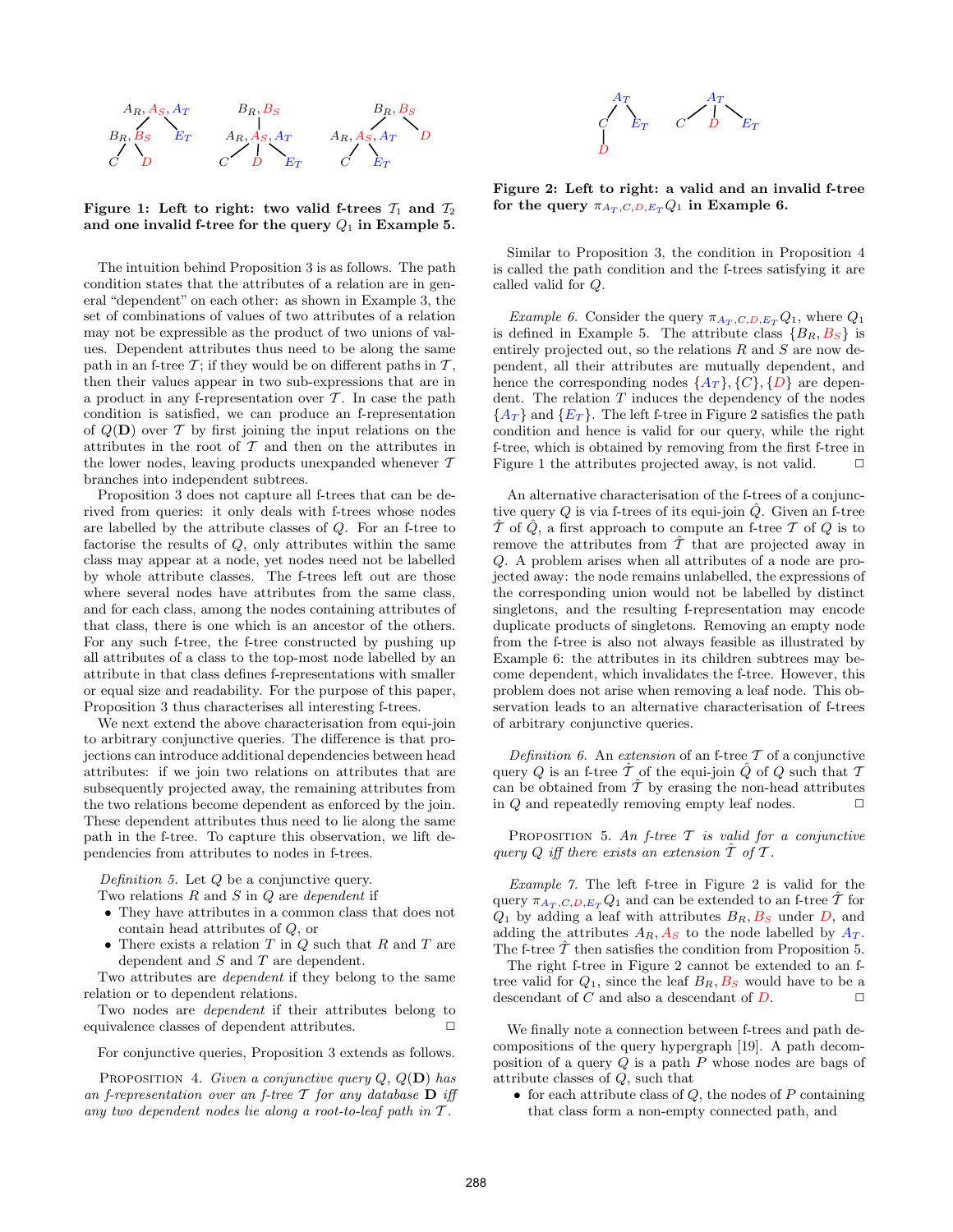Figure 1: Left to right: two valid f-trees $\mathcal{T}_1$ and $\mathcal{T}_2$ and one invalid f-tree for the query $Q_1$ in Example 5.

The intuition behind Proposition 3 is as follows. The path condition states that the attributes of a relation are in general "dependent" on each other: as shown in Example 3, the set of combinations of values of two attributes of a relation may not be expressible as the product of two unions of values. Dependent attributes thus need to be along the same path in an f-tree $\mathcal{T}$; if they would be on different paths in $\mathcal{T}$, then their values appear in two sub-expressions that are in a product in any f-representation over $\mathcal{T}$. In case the path condition is satisfied, we can produce an f-representation of $Q(\mathbf{D})$ over $\mathcal{T}$ by first joining the input relations on the attributes in the root of $\mathcal{T}$ and then on the attributes in the lower nodes, leaving products unexpanded whenever $\mathcal{T}$ branches into independent subtrees.

Proposition 3 does not capture all f-trees that can be derived from queries: it only deals with f-trees whose nodes are labelled by the attribute classes of $Q$. For an f-tree to factorise the results of $Q$, only attributes within the same class may appear at a node, yet nodes need not be labelled by whole attribute classes. The f-trees left out are those where several nodes have attributes from the same class, and for each class, among the nodes containing attributes of that class, there is one which is an ancestor of the others. For any such f-tree, the f-tree constructed by pushing up all attributes of a class to the top-most node labelled by an attribute in that class defines f-representations with smaller or equal size and readability. For the purpose of this paper, Proposition 3 thus characterises all interesting f-trees.

We next extend the above characterisation from equi-join to arbitrary conjunctive queries. The difference is that projections can introduce additional dependencies between head attributes: if we join two relations on attributes that are subsequently projected away, the remaining attributes from the two relations become dependent as enforced by the join. These dependent attributes thus need to lie along the same path in the f-tree. To capture this observation, we lift dependencies from attributes to nodes in f-trees.

*Definition 5.* Let $Q$ be a conjunctive query.

Two relations $R$ and $S$ in $Q$ are *dependent* if

- They have attributes in a common class that does not contain head attributes of $Q$, or
- There exists a relation $T$ in $Q$ such that $R$ and $T$ are dependent and $S$ and $T$ are dependent.

Two attributes are *dependent* if they belong to the same relation or to dependent relations.

Two nodes are *dependent* if their attributes belong to equivalence classes of dependent attributes. □

For conjunctive queries, Proposition 3 extends as follows.

Proposition 4. *Given a conjunctive query $Q$, $Q(\mathbf{D})$ has an f-representation over an f-tree $\mathcal{T}$ for any database $\mathbf{D}$ iff any two dependent nodes lie along a root-to-leaf path in $\mathcal{T}$.*

Figure 2: Left to right: a valid and an invalid f-tree for the query $\pi_{A_T,C,D,E_T}Q_1$ in Example 6.

Similar to Proposition 3, the condition in Proposition 4 is called the path condition and the f-trees satisfying it are called valid for $Q$.

*Example 6.* Consider the query $\pi_{A_T,C,D,E_T}Q_1$, where $Q_1$ is defined in Example 5. The attribute class $\{B_R, B_S\}$ is entirely projected out, so the relations $R$ and $S$ are now dependent, all their attributes are mutually dependent, and hence the corresponding nodes $\{A_T\}, \{C\}, \{D\}$ are dependent. The relation $T$ induces the dependency of the nodes $\{A_T\}$ and $\{E_T\}$. The left f-tree in Figure 2 satisfies the path condition and hence is valid for our query, while the right f-tree, which is obtained by removing from the first f-tree in Figure 1 the attributes projected away, is not valid. □

An alternative characterisation of the f-trees of a conjunctive query $Q$ is via f-trees of its equi-join $\hat{Q}$. Given an f-tree $\hat{\mathcal{T}}$ of $\hat{Q}$, a first approach to compute an f-tree $\mathcal{T}$ of $Q$ is to remove the attributes from $\hat{\mathcal{T}}$ that are projected away in $Q$. A problem arises when all attributes of a node are projected away: the node remains unlabelled, the expressions of the corresponding union would not be labelled by distinct singletons, and the resulting f-representation may encode duplicate products of singletons. Removing an empty node from the f-tree is also not always feasible as illustrated by Example 6: the attributes in its children subtrees may become dependent, which invalidates the f-tree. However, this problem does not arise when removing a leaf node. This observation leads to an alternative characterisation of f-trees of arbitrary conjunctive queries.

*Definition 6.* An *extension* of an f-tree $\mathcal{T}$ of a conjunctive query $Q$ is an f-tree $\hat{\mathcal{T}}$ of the equi-join $\hat{Q}$ of $Q$ such that $\mathcal{T}$ can be obtained from $\hat{\mathcal{T}}$ by erasing the non-head attributes in $Q$ and repeatedly removing empty leaf nodes. □

Proposition 5. *An f-tree $\mathcal{T}$ is valid for a conjunctive query $Q$ iff there exists an extension $\hat{\mathcal{T}}$ of $\mathcal{T}$.*

*Example 7.* The left f-tree in Figure 2 is valid for the query $\pi_{A_T,C,D,E_T}Q_1$ and can be extended to an f-tree $\hat{\mathcal{T}}$ for $Q_1$ by adding a leaf with attributes $B_R, B_S$ under $D$, and adding the attributes $A_R, A_S$ to the node labelled by $A_T$. The f-tree $\hat{\mathcal{T}}$ then satisfies the condition from Proposition 5.

The right f-tree in Figure 2 cannot be extended to an f-tree valid for $Q_1$, since the leaf $B_R, B_S$ would have to be a descendant of $C$ and also a descendant of $D$. □

We finally note a connection between f-trees and path decompositions of the query hypergraph [19]. A path decomposition of a query $Q$ is a path $P$ whose nodes are bags of attribute classes of $Q$, such that

- for each attribute class of $Q$, the nodes of $P$ containing that class form a non-empty connected path, and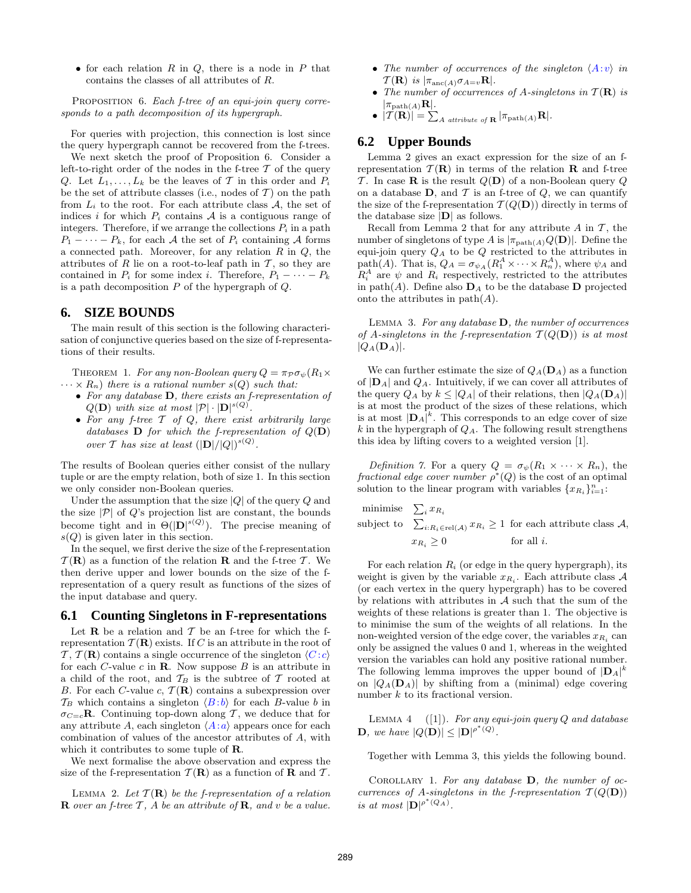- for each relation $R$ in $Q$, there is a node in $P$ that contains the classes of all attributes of $R$.

PROPOSITION 6. *Each f-tree of an equi-join query corresponds to a path decomposition of its hypergraph.*

For queries with projection, this connection is lost since the query hypergraph cannot be recovered from the f-trees.

We next sketch the proof of Proposition 6. Consider a left-to-right order of the nodes in the f-tree $\mathcal{T}$ of the query $Q$. Let $L_1, \ldots, L_k$ be the leaves of $\mathcal{T}$ in this order and $P_i$ be the set of attribute classes (i.e., nodes of $\mathcal{T}$) on the path from $L_i$ to the root. For each attribute class $\mathcal{A}$, the set of indices $i$ for which $P_i$ contains $\mathcal{A}$ is a contiguous range of integers. Therefore, if we arrange the collections $P_i$ in a path $P_1 - \cdots - P_k$, for each $\mathcal{A}$ the set of $P_i$ containing $\mathcal{A}$ forms a connected path. Moreover, for any relation $R$ in $Q$, the attributes of $R$ lie on a root-to-leaf path in $\mathcal{T}$, so they are contained in $P_i$ for some index $i$. Therefore, $P_1 - \cdots - P_k$ is a path decomposition $P$ of the hypergraph of $Q$.

## 6. SIZE BOUNDS

The main result of this section is the following characterisation of conjunctive queries based on the size of f-representations of their results.

THEOREM 1. *For any non-Boolean query $Q = \pi_{\mathcal{P}}\sigma_\psi(R_1 \times \cdots \times R_n)$ there is a rational number $s(Q)$ such that:*

- *For any database $\mathbf{D}$, there exists an f-representation of $Q(\mathbf{D})$ with size at most $|\mathcal{P}| \cdot |\mathbf{D}|^{s(Q)}$.*
- *For any f-tree $\mathcal{T}$ of $Q$, there exist arbitrarily large databases $\mathbf{D}$ for which the f-representation of $Q(\mathbf{D})$ over $\mathcal{T}$ has size at least $(|\mathbf{D}|/|Q|)^{s(Q)}$.*

The results of Boolean queries either consist of the nullary tuple or are the empty relation, both of size 1. In this section we only consider non-Boolean queries.

Under the assumption that the size $|Q|$ of the query $Q$ and the size $|\mathcal{P}|$ of $Q$'s projection list are constant, the bounds become tight and in $\Theta(|\mathbf{D}|^{s(Q)})$. The precise meaning of $s(Q)$ is given later in this section.

In the sequel, we first derive the size of the f-representation $\mathcal{T}(\mathbf{R})$ as a function of the relation $\mathbf{R}$ and the f-tree $\mathcal{T}$. We then derive upper and lower bounds on the size of the f-representation of a query result as functions of the sizes of the input database and query.

### 6.1 Counting Singletons in F-representations

Let $\mathbf{R}$ be a relation and $\mathcal{T}$ be an f-tree for which the f-representation $\mathcal{T}(\mathbf{R})$ exists. If $C$ is an attribute in the root of $\mathcal{T}$, $\mathcal{T}(\mathbf{R})$ contains a single occurrence of the singleton $\langle C\!:\!c \rangle$ for each $C$-value $c$ in $\mathbf{R}$. Now suppose $B$ is an attribute in a child of the root, and $\mathcal{T}_B$ is the subtree of $\mathcal{T}$ rooted at $B$. For each $C$-value $c$, $\mathcal{T}(\mathbf{R})$ contains a subexpression over $\mathcal{T}_B$ which contains a singleton $\langle B\!:\!b \rangle$ for each $B$-value $b$ in $\sigma_{C=c}\mathbf{R}$. Continuing top-down along $\mathcal{T}$, we deduce that for any attribute $A$, each singleton $\langle A\!:\!a \rangle$ appears once for each combination of values of the ancestor attributes of $A$, with which it contributes to some tuple of $\mathbf{R}$.

We next formalise the above observation and express the size of the f-representation $\mathcal{T}(\mathbf{R})$ as a function of $\mathbf{R}$ and $\mathcal{T}$.

LEMMA 2. *Let $\mathcal{T}(\mathbf{R})$ be the f-representation of a relation $\mathbf{R}$ over an f-tree $\mathcal{T}$, $A$ be an attribute of $\mathbf{R}$, and $v$ be a value.*

- *The number of occurrences of the singleton $\langle A\!:\!v \rangle$ in $\mathcal{T}(\mathbf{R})$ is $|\pi_{\text{anc}(A)}\sigma_{A=v}\mathbf{R}|$.*
- *The number of occurrences of $A$-singletons in $\mathcal{T}(\mathbf{R})$ is $|\pi_{\text{path}(A)}\mathbf{R}|$.*
- *$|\mathcal{T}(\mathbf{R})| = \sum_{A \text{ attribute of } \mathbf{R}} |\pi_{\text{path}(A)}\mathbf{R}|$.*

### 6.2 Upper Bounds

Lemma 2 gives an exact expression for the size of an f-representation $\mathcal{T}(\mathbf{R})$ in terms of the relation $\mathbf{R}$ and f-tree $\mathcal{T}$. In case $\mathbf{R}$ is the result $Q(\mathbf{D})$ of a non-Boolean query $Q$ on a database $\mathbf{D}$, and $\mathcal{T}$ is an f-tree of $Q$, we can quantify the size of the f-representation $\mathcal{T}(Q(\mathbf{D}))$ directly in terms of the database size $|\mathbf{D}|$ as follows.

Recall from Lemma 2 that for any attribute $A$ in $\mathcal{T}$, the number of singletons of type $A$ is $|\pi_{\text{path}(A)}Q(\mathbf{D})|$. Define the equi-join query $Q_A$ to be $Q$ restricted to the attributes in path$(A)$. That is, $Q_A = \sigma_{\psi_A}(R_1^A \times \cdots \times R_n^A)$, where $\psi_A$ and $R_i^A$ are $\psi$ and $R_i$ respectively, restricted to the attributes in path$(A)$. Define also $\mathbf{D}_A$ to be the database $\mathbf{D}$ projected onto the attributes in path$(A)$.

LEMMA 3. *For any database $\mathbf{D}$, the number of occurrences of $A$-singletons in the f-representation $\mathcal{T}(Q(\mathbf{D}))$ is at most $|Q_A(\mathbf{D}_A)|$.*

We can further estimate the size of $Q_A(\mathbf{D}_A)$ as a function of $|\mathbf{D}_A|$ and $Q_A$. Intuitively, if we can cover all attributes of the query $Q_A$ by $k \leq |Q_A|$ of their relations, then $|Q_A(\mathbf{D}_A)|$ is at most the product of the sizes of these relations, which is at most $|\mathbf{D}_A|^k$. This corresponds to an edge cover of size $k$ in the hypergraph of $Q_A$. The following result strengthens this idea by lifting covers to a weighted version [1].

*Definition 7.* For a query $Q = \sigma_\psi(R_1 \times \cdots \times R_n)$, the *fractional edge cover number* $\rho^*(Q)$ is the cost of an optimal solution to the linear program with variables $\{x_{R_i}\}_{i=1}^n$:

$$
\begin{array}{lll}
\text{minimise} & \sum_i x_{R_i} & \\
\text{subject to} & \sum_{i:R_i \in \text{rel}(\mathcal{A})} x_{R_i} \geq 1 & \text{for each attribute class } \mathcal{A}, \\
& x_{R_i} \geq 0 & \text{for all } i.
\end{array}
$$

For each relation $R_i$ (or edge in the query hypergraph), its weight is given by the variable $x_{R_i}$. Each attribute class $\mathcal{A}$ (or each vertex in the query hypergraph) has to be covered by relations with attributes in $\mathcal{A}$ such that the sum of the weights of these relations is greater than 1. The objective is to minimise the sum of the weights of all relations. In the non-weighted version of the edge cover, the variables $x_{R_i}$ can only be assigned the values 0 and 1, whereas in the weighted version the variables can hold any positive rational number. The following lemma improves the upper bound of $|\mathbf{D}_A|^k$ on $|Q_A(\mathbf{D}_A)|$ by shifting from a (minimal) edge covering number $k$ to its fractional version.

LEMMA 4 ([1]). *For any equi-join query $Q$ and database $\mathbf{D}$, we have $|Q(\mathbf{D})| \leq |\mathbf{D}|^{\rho^*(Q)}$.*

Together with Lemma 3, this yields the following bound.

COROLLARY 1. *For any database $\mathbf{D}$, the number of occurrences of $A$-singletons in the f-representation $\mathcal{T}(Q(\mathbf{D}))$ is at most $|\mathbf{D}|^{\rho^*(Q_A)}$.*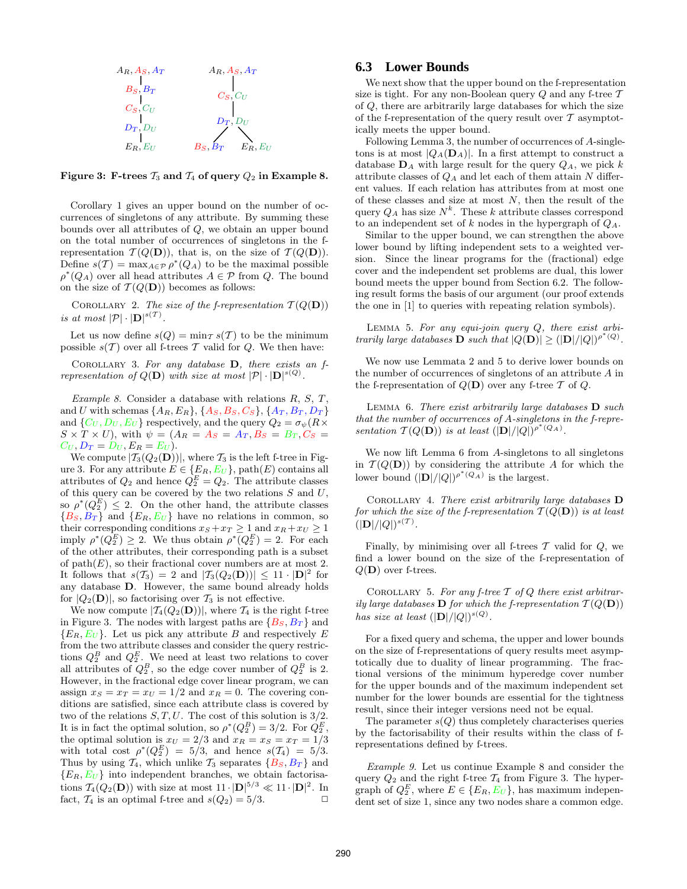Figure 3: F-trees $\mathcal{T}_3$ and $\mathcal{T}_4$ of query $Q_2$ in Example 8.

Corollary 1 gives an upper bound on the number of occurrences of singletons of any attribute. By summing these bounds over all attributes of $Q$, we obtain an upper bound on the total number of occurrences of singletons in the f-representation $\mathcal{T}(Q(\mathbf{D}))$, that is, on the size of $\mathcal{T}(Q(\mathbf{D}))$. Define $s(\mathcal{T}) = \max_{A \in \mathcal{P}} \rho^*(Q_A)$ to be the maximal possible $\rho^*(Q_A)$ over all head attributes $A \in \mathcal{P}$ from $Q$. The bound on the size of $\mathcal{T}(Q(\mathbf{D}))$ becomes as follows:

Corollary 2. *The size of the f-representation $\mathcal{T}(Q(\mathbf{D}))$ is at most $|\mathcal{P}| \cdot |\mathbf{D}|^{s(\mathcal{T})}$.*

Let us now define $s(Q) = \min_{\mathcal{T}} s(\mathcal{T})$ to be the minimum possible $s(\mathcal{T})$ over all f-trees $\mathcal{T}$ valid for $Q$. We then have:

Corollary 3. *For any database $\mathbf{D}$, there exists an f-representation of $Q(\mathbf{D})$ with size at most $|\mathcal{P}| \cdot |\mathbf{D}|^{s(Q)}$.*

*Example 8.* Consider a database with relations $R$, $S$, $T$, and $U$ with schemas $\{A_R, E_R\}$, $\{A_S, B_S, C_S\}$, $\{A_T, B_T, D_T\}$ and $\{C_U, D_U, E_U\}$ respectively, and the query $Q_2 = \sigma_\psi(R \times S \times T \times U)$, with $\psi = (A_R = A_S = A_T, B_S = B_T, C_S = C_U, D_T = D_U, E_R = E_U)$.

We compute $|\mathcal{T}_3(Q_2(\mathbf{D}))|$, where $\mathcal{T}_3$ is the left f-tree in Figure 3. For any attribute $E \in \{E_R, E_U\}$, path($E$) contains all attributes of $Q_2$ and hence $Q_2^E = Q_2$. The attribute classes of this query can be covered by the two relations $S$ and $U$, so $\rho^*(Q_2^E) \leq 2$. On the other hand, the attribute classes $\{B_S, B_T\}$ and $\{E_R, E_U\}$ have no relations in common, so their corresponding conditions $x_S + x_T \geq 1$ and $x_R + x_U \geq 1$ imply $\rho^*(Q_2^E) \geq 2$. We thus obtain $\rho^*(Q_2^E) = 2$. For each of the other attributes, their corresponding path is a subset of path($E$), so their fractional cover numbers are at most 2. It follows that $s(\mathcal{T}_3) = 2$ and $|\mathcal{T}_3(Q_2(\mathbf{D}))| \leq 11 \cdot |\mathbf{D}|^2$ for any database $\mathbf{D}$. However, the same bound already holds for $|Q_2(\mathbf{D})|$, so factorising over $\mathcal{T}_3$ is not effective.

We now compute $|\mathcal{T}_4(Q_2(\mathbf{D}))|$, where $\mathcal{T}_4$ is the right f-tree in Figure 3. The nodes with largest paths are $\{B_S, B_T\}$ and $\{E_R, E_U\}$. Let us pick any attribute $B$ and respectively $E$ from the two attribute classes and consider the query restrictions $Q_2^B$ and $Q_2^E$. We need at least two relations to cover all attributes of $Q_2^B$, so the edge cover number of $Q_2^B$ is 2. However, in the fractional edge cover linear program, we can assign $x_S = x_T = x_U = 1/2$ and $x_R = 0$. The covering conditions are satisfied, since each attribute class is covered by two of the relations $S, T, U$. The cost of this solution is $3/2$. It is in fact the optimal solution, so $\rho^*(Q_2^B) = 3/2$. For $Q_2^E$, the optimal solution is $x_U = 2/3$ and $x_R = x_S = x_T = 1/3$ with total cost $\rho^*(Q_2^E) = 5/3$, and hence $s(\mathcal{T}_4) = 5/3$. Thus by using $\mathcal{T}_4$, which unlike $\mathcal{T}_3$ separates $\{B_S, B_T\}$ and $\{E_R, E_U\}$ into independent branches, we obtain factorisations $\mathcal{T}_4(Q_2(\mathbf{D}))$ with size at most $11 \cdot |\mathbf{D}|^{5/3} \ll 11 \cdot |\mathbf{D}|^2$. In fact, $\mathcal{T}_4$ is an optimal f-tree and $s(Q_2) = 5/3$. □

## 6.3 Lower Bounds

We next show that the upper bound on the f-representation size is tight. For any non-Boolean query $Q$ and any f-tree $\mathcal{T}$ of $Q$, there are arbitrarily large databases for which the size of the f-representation of the query result over $\mathcal{T}$ asymptotically meets the upper bound.

Following Lemma 3, the number of occurrences of $A$-singletons is at most $|Q_A(\mathbf{D}_A)|$. In a first attempt to construct a database $\mathbf{D}_A$ with large result for the query $Q_A$, we pick $k$ attribute classes of $Q_A$ and let each of them attain $N$ different values. If each relation has attributes from at most one of these classes and size at most $N$, then the result of the query $Q_A$ has size $N^k$. These $k$ attribute classes correspond to an independent set of $k$ nodes in the hypergraph of $Q_A$.

Similar to the upper bound, we can strengthen the above lower bound by lifting independent sets to a weighted version. Since the linear programs for the (fractional) edge cover and the independent set problems are dual, this lower bound meets the upper bound from Section 6.2. The following result forms the basis of our argument (our proof extends the one in [1] to queries with repeating relation symbols).

Lemma 5. *For any equi-join query $Q$, there exist arbitrarily large databases $\mathbf{D}$ such that $|Q(\mathbf{D})| \geq (|\mathbf{D}|/|Q|)^{\rho^*(Q)}$.*

We now use Lemmata 2 and 5 to derive lower bounds on the number of occurrences of singletons of an attribute $A$ in the f-representation of $Q(\mathbf{D})$ over any f-tree $\mathcal{T}$ of $Q$.

Lemma 6. *There exist arbitrarily large databases $\mathbf{D}$ such that the number of occurrences of $A$-singletons in the f-representation $\mathcal{T}(Q(\mathbf{D}))$ is at least $(|\mathbf{D}|/|Q|)^{\rho^*(Q_A)}$.*

We now lift Lemma 6 from $A$-singletons to all singletons in $\mathcal{T}(Q(\mathbf{D}))$ by considering the attribute $A$ for which the lower bound $(|\mathbf{D}|/|Q|)^{\rho^*(Q_A)}$ is the largest.

Corollary 4. *There exist arbitrarily large databases $\mathbf{D}$ for which the size of the f-representation $\mathcal{T}(Q(\mathbf{D}))$ is at least $(|\mathbf{D}|/|Q|)^{s(\mathcal{T})}$.*

Finally, by minimising over all f-trees $\mathcal{T}$ valid for $Q$, we find a lower bound on the size of the f-representation of $Q(\mathbf{D})$ over f-trees.

Corollary 5. *For any f-tree $\mathcal{T}$ of $Q$ there exist arbitrarily large databases $\mathbf{D}$ for which the f-representation $\mathcal{T}(Q(\mathbf{D}))$ has size at least $(|\mathbf{D}|/|Q|)^{s(Q)}$.*

For a fixed query and schema, the upper and lower bounds on the size of f-representations of query results meet asymptotically due to duality of linear programming. The fractional versions of the minimum hyperedge cover number for the upper bounds and of the maximum independent set number for the lower bounds are essential for the tightness result, since their integer versions need not be equal.

The parameter $s(Q)$ thus completely characterises queries by the factorisability of their results within the class of f-representations defined by f-trees.

*Example 9.* Let us continue Example 8 and consider the query $Q_2$ and the right f-tree $\mathcal{T}_4$ from Figure 3. The hypergraph of $Q_2^E$, where $E \in \{E_R, E_U\}$, has maximum independent set of size 1, since any two nodes share a common edge.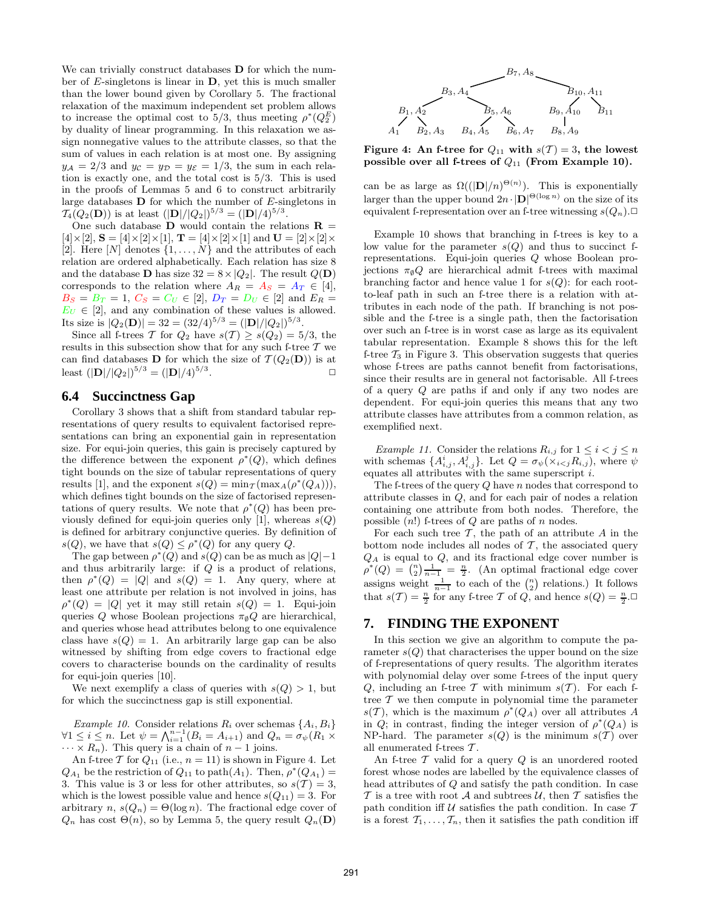We can trivially construct databases $\mathbf{D}$ for which the number of $E$-singletons is linear in $\mathbf{D}$, yet this is much smaller than the lower bound given by Corollary 5. The fractional relaxation of the maximum independent set problem allows to increase the optimal cost to 5/3, thus meeting $\rho^*(Q_2^E)$ by duality of linear programming. In this relaxation we assign nonnegative values to the attribute classes, so that the sum of values in each relation is at most one. By assigning $y_\mathcal{A} = 2/3$ and $y_\mathcal{C} = y_\mathcal{D} = y_\mathcal{E} = 1/3$, the sum in each relation is exactly one, and the total cost is 5/3. This is used in the proofs of Lemmas 5 and 6 to construct arbitrarily large databases $\mathbf{D}$ for which the number of $E$-singletons in $\mathcal{T}_4(Q_2(\mathbf{D}))$ is at least $(|\mathbf{D}|/|Q_2|)^{5/3} = (|\mathbf{D}|/4)^{5/3}$.

One such database $\mathbf{D}$ would contain the relations $\mathbf{R} = [4] \times [2]$, $\mathbf{S} = [4] \times [2] \times [1]$, $\mathbf{T} = [4] \times [2] \times [1]$ and $\mathbf{U} = [2] \times [2] \times [2]$. Here $[N]$ denotes $\{1, \ldots, N\}$ and the attributes of each relation are ordered alphabetically. Each relation has size 8 and the database $\mathbf{D}$ has size $32 = 8 \times |Q_2|$. The result $Q(\mathbf{D})$ corresponds to the relation where $A_R = A_S = A_T \in [4]$, $B_S = B_T = 1$, $C_S = C_U \in [2]$, $D_T = D_U \in [2]$ and $E_R = E_U \in [2]$, and any combination of these values is allowed. Its size is $|Q_2(\mathbf{D})| = 32 = (32/4)^{5/3} = (|\mathbf{D}|/|Q_2|)^{5/3}$.

Since all f-trees $\mathcal{T}$ for $Q_2$ have $s(\mathcal{T}) \geq s(Q_2) = 5/3$, the results in this subsection show that for any such f-tree $\mathcal{T}$ we can find databases $\mathbf{D}$ for which the size of $\mathcal{T}(Q_2(\mathbf{D}))$ is at least $(|\mathbf{D}|/|Q_2|)^{5/3} = (|\mathbf{D}|/4)^{5/3}$. □

## 6.4 Succinctness Gap

Corollary 3 shows that a shift from standard tabular representations of query results to equivalent factorised representations can bring an exponential gain in representation size. For equi-join queries, this gain is precisely captured by the difference between the exponent $\rho^*(Q)$, which defines tight bounds on the size of tabular representations of query results [1], and the exponent $s(Q) = \min_\mathcal{T}(\max_A(\rho^*(Q_A)))$, which defines tight bounds on the size of factorised representations of query results. We note that $\rho^*(Q)$ has been previously defined for equi-join queries only [1], whereas $s(Q)$ is defined for arbitrary conjunctive queries. By definition of $s(Q)$, we have that $s(Q) \leq \rho^*(Q)$ for any query $Q$.

The gap between $\rho^*(Q)$ and $s(Q)$ can be as much as $|Q|-1$ and thus arbitrarily large: if $Q$ is a product of relations, then $\rho^*(Q) = |Q|$ and $s(Q) = 1$. Any query, where at least one attribute per relation is not involved in joins, has $\rho^*(Q) = |Q|$ yet it may still retain $s(Q) = 1$. Equi-join queries $Q$ whose Boolean projections $\pi_\emptyset Q$ are hierarchical, and queries whose head attributes belong to one equivalence class have $s(Q) = 1$. An arbitrarily large gap can be also witnessed by shifting from edge covers to fractional edge covers to characterise bounds on the cardinality of results for equi-join queries [10].

We next exemplify a class of queries with $s(Q) > 1$, but for which the succinctness gap is still exponential.

*Example 10.* Consider relations $R_i$ over schemas $\{A_i, B_i\}$ $\forall 1 \leq i \leq n$. Let $\psi = \bigwedge_{i=1}^{n-1}(B_i = A_{i+1})$ and $Q_n = \sigma_\psi(R_1 \times \cdots \times R_n)$. This query is a chain of $n-1$ joins.

An f-tree $\mathcal{T}$ for $Q_{11}$ (i.e., $n = 11$) is shown in Figure 4. Let $Q_{A_1}$ be the restriction of $Q_{11}$ to path$(A_1)$. Then, $\rho^*(Q_{A_1}) = 3$. This value is 3 or less for other attributes, so $s(\mathcal{T}) = 3$, which is the lowest possible value and hence $s(Q_{11}) = 3$. For arbitrary $n$, $s(Q_n) = \Theta(\log n)$. The fractional edge cover of $Q_n$ has cost $\Theta(n)$, so by Lemma 5, the query result $Q_n(\mathbf{D})$ can be as large as $\Omega((|\mathbf{D}|/n)^{\Theta(n)})$. This is exponentially larger than the upper bound $2n \cdot |\mathbf{D}|^{\Theta(\log n)}$ on the size of its equivalent f-representation over an f-tree witnessing $s(Q_n)$.□

**Figure 4: An f-tree for $Q_{11}$ with $s(\mathcal{T}) = 3$, the lowest possible over all f-trees of $Q_{11}$ (From Example 10).**

Example 10 shows that branching in f-trees is key to a low value for the parameter $s(Q)$ and thus to succinct f-representations. Equi-join queries $Q$ whose Boolean projections $\pi_\emptyset Q$ are hierarchical admit f-trees with maximal branching factor and hence value 1 for $s(Q)$: for each root-to-leaf path in such an f-tree there is a relation with attributes in each node of the path. If branching is not possible and the f-tree is a single path, then the factorisation over such an f-tree is in worst case as large as its equivalent tabular representation. Example 8 shows this for the left f-tree $\mathcal{T}_3$ in Figure 3. This observation suggests that queries whose f-trees are paths cannot benefit from factorisations, since their results are in general not factorisable. All f-trees of a query $Q$ are paths if and only if any two nodes are dependent. For equi-join queries this means that any two attribute classes have attributes from a common relation, as exemplified next.

*Example 11.* Consider the relations $R_{i,j}$ for $1 \leq i < j \leq n$ with schemas $\{A^i_{i,j}, A^j_{i,j}\}$. Let $Q = \sigma_\psi(\times_{i<j} R_{i,j})$, where $\psi$ equates all attributes with the same superscript $i$.

The f-trees of the query $Q$ have $n$ nodes that correspond to attribute classes in $Q$, and for each pair of nodes a relation containing one attribute from both nodes. Therefore, the possible $(n!)$ f-trees of $Q$ are paths of $n$ nodes.

For each such tree $\mathcal{T}$, the path of an attribute $A$ in the bottom node includes all nodes of $\mathcal{T}$, and the associated query $Q_A$ is equal to $Q$, and its fractional edge cover number is $\rho^*(Q) = \binom{n}{2}\frac{1}{n-1} = \frac{n}{2}$. (An optimal fractional edge cover assigns weight $\frac{1}{n-1}$ to each of the $\binom{n}{2}$ relations.) It follows that $s(\mathcal{T}) = \frac{n}{2}$ for any f-tree $\mathcal{T}$ of $Q$, and hence $s(Q) = \frac{n}{2}$.□

## 7. FINDING THE EXPONENT

In this section we give an algorithm to compute the parameter $s(Q)$ that characterises the upper bound on the size of f-representations of query results. The algorithm iterates with polynomial delay over some f-trees of the input query $Q$, including an f-tree $\mathcal{T}$ with minimum $s(\mathcal{T})$. For each f-tree $\mathcal{T}$ we then compute in polynomial time the parameter $s(\mathcal{T})$, which is the maximum $\rho^*(Q_A)$ over all attributes $A$ in $Q$; in contrast, finding the integer version of $\rho^*(Q_A)$ is NP-hard. The parameter $s(Q)$ is the minimum $s(\mathcal{T})$ over all enumerated f-trees $\mathcal{T}$.

An f-tree $\mathcal{T}$ valid for a query $Q$ is an unordered rooted forest whose nodes are labelled by the equivalence classes of head attributes of $Q$ and satisfy the path condition. In case $\mathcal{T}$ is a tree with root $\mathcal{A}$ and subtrees $\mathcal{U}$, then $\mathcal{T}$ satisfies the path condition iff $\mathcal{U}$ satisfies the path condition. In case $\mathcal{T}$ is a forest $\mathcal{T}_1, \ldots, \mathcal{T}_n$, then it satisfies the path condition iff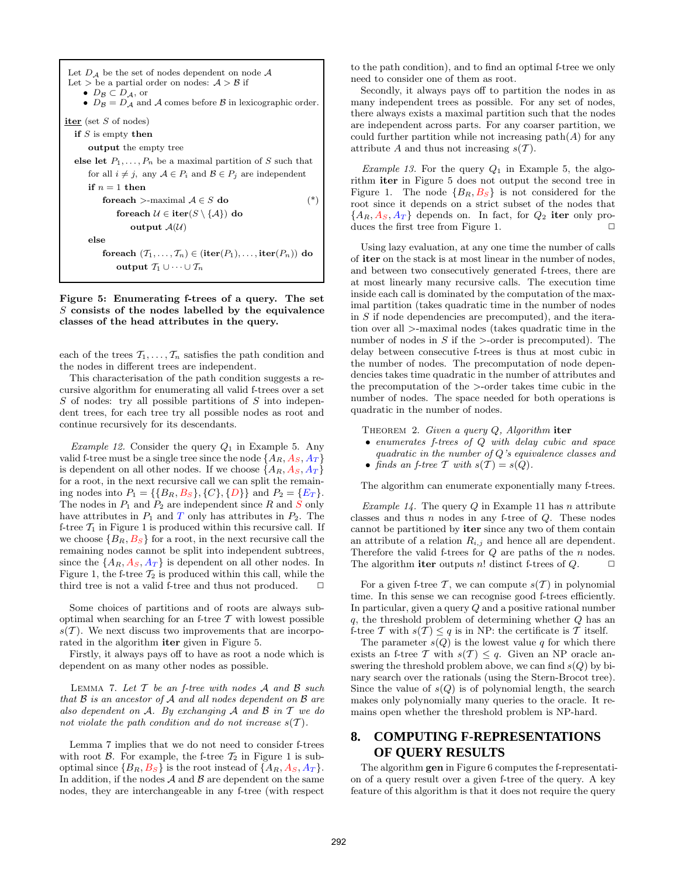Let $D_{\mathcal{A}}$ be the set of nodes dependent on node $\mathcal{A}$
Let $>$ be a partial order on nodes: $\mathcal{A} > \mathcal{B}$ if

- $D_{\mathcal{B}} \subset D_{\mathcal{A}}$, or
- $D_{\mathcal{B}} = D_{\mathcal{A}}$ and $\mathcal{A}$ comes before $\mathcal{B}$ in lexicographic order.

```
iter (set S of nodes)
  if S is empty then
      output the empty tree
  else let P_1, ..., P_n be a maximal partition of S such that
      for all i ≠ j, any A ∈ P_i and B ∈ P_j are independent
      if n = 1 then
          foreach >-maximal A ∈ S do                              (*)
              foreach U ∈ iter(S \ {A}) do
                  output A(U)
      else
          foreach (T_1, ..., T_n) ∈ (iter(P_1), ..., iter(P_n)) do
              output T_1 ∪ ··· ∪ T_n
```

**Figure 5: Enumerating f-trees of a query. The set $S$ consists of the nodes labelled by the equivalence classes of the head attributes in the query.**

each of the trees $\mathcal{T}_1, \ldots, \mathcal{T}_n$ satisfies the path condition and the nodes in different trees are independent.

This characterisation of the path condition suggests a recursive algorithm for enumerating all valid f-trees over a set $S$ of nodes: try all possible partitions of $S$ into independent trees, for each tree try all possible nodes as root and continue recursively for its descendants.

*Example 12.* Consider the query $Q_1$ in Example 5. Any valid f-tree must be a single tree since the node $\{A_R, A_S, A_T\}$ is dependent on all other nodes. If we choose $\{A_R, A_S, A_T\}$ for a root, in the next recursive call we can split the remaining nodes into $P_1 = \{\{B_R, B_S\}, \{C\}, \{D\}\}$ and $P_2 = \{E_T\}$. The nodes in $P_1$ and $P_2$ are independent since $R$ and $S$ only have attributes in $P_1$ and $T$ only has attributes in $P_2$. The f-tree $\mathcal{T}_1$ in Figure 1 is produced within this recursive call. If we choose $\{B_R, B_S\}$ for a root, in the next recursive call the remaining nodes cannot be split into independent subtrees, since the $\{A_R, A_S, A_T\}$ is dependent on all other nodes. In Figure 1, the f-tree $\mathcal{T}_2$ is produced within this call, while the third tree is not a valid f-tree and thus not produced. □

Some choices of partitions and of roots are always suboptimal when searching for an f-tree $\mathcal{T}$ with lowest possible $s(\mathcal{T})$. We next discuss two improvements that are incorporated in the algorithm **iter** given in Figure 5.

Firstly, it always pays off to have as root a node which is dependent on as many other nodes as possible.

LEMMA 7. *Let $\mathcal{T}$ be an f-tree with nodes $\mathcal{A}$ and $\mathcal{B}$ such that $\mathcal{B}$ is an ancestor of $\mathcal{A}$ and all nodes dependent on $\mathcal{B}$ are also dependent on $\mathcal{A}$. By exchanging $\mathcal{A}$ and $\mathcal{B}$ in $\mathcal{T}$ we do not violate the path condition and do not increase $s(\mathcal{T})$.*

Lemma 7 implies that we do not need to consider f-trees with root $\mathcal{B}$. For example, the f-tree $\mathcal{T}_2$ in Figure 1 is suboptimal since $\{B_R, B_S\}$ is the root instead of $\{A_R, A_S, A_T\}$. In addition, if the nodes $\mathcal{A}$ and $\mathcal{B}$ are dependent on the same nodes, they are interchangeable in any f-tree (with respect to the path condition), and to find an optimal f-tree we only need to consider one of them as root.

Secondly, it always pays off to partition the nodes in as many independent trees as possible. For any set of nodes, there always exists a maximal partition such that the nodes are independent across parts. For any coarser partition, we could further partition while not increasing path($A$) for any attribute $A$ and thus not increasing $s(\mathcal{T})$.

*Example 13.* For the query $Q_1$ in Example 5, the algorithm **iter** in Figure 5 does not output the second tree in Figure 1. The node $\{B_R, B_S\}$ is not considered for the root since it depends on a strict subset of the nodes that $\{A_R, A_S, A_T\}$ depends on. In fact, for $Q_2$ **iter** only produces the first tree from Figure 1. □

Using lazy evaluation, at any one time the number of calls of **iter** on the stack is at most linear in the number of nodes, and between two consecutively generated f-trees, there are at most linearly many recursive calls. The execution time inside each call is dominated by the computation of the maximal partition (takes quadratic time in the number of nodes in $S$ if node dependencies are precomputed), and the iteration over all $>$-maximal nodes (takes quadratic time in the number of nodes in $S$ if the $>$-order is precomputed). The delay between consecutive f-trees is thus at most cubic in the number of nodes. The precomputation of node dependencies takes time quadratic in the number of attributes and the precomputation of the $>$-order takes time cubic in the number of nodes. The space needed for both operations is quadratic in the number of nodes.

THEOREM 2. *Given a query $Q$, Algorithm* **iter**

- *enumerates f-trees of $Q$ with delay cubic and space quadratic in the number of $Q$'s equivalence classes and*
- *finds an f-tree $\mathcal{T}$ with $s(\mathcal{T}) = s(Q)$.*

The algorithm can enumerate exponentially many f-trees.

*Example 14.* The query $Q$ in Example 11 has $n$ attribute classes and thus $n$ nodes in any f-tree of $Q$. These nodes cannot be partitioned by **iter** since any two of them contain an attribute of a relation $R_{i,j}$ and hence all are dependent. Therefore the valid f-trees for $Q$ are paths of the $n$ nodes. The algorithm **iter** outputs $n!$ distinct f-trees of $Q$. □

For a given f-tree $\mathcal{T}$, we can compute $s(\mathcal{T})$ in polynomial time. In this sense we can recognise good f-trees efficiently. In particular, given a query $Q$ and a positive rational number $q$, the threshold problem of determining whether $Q$ has an f-tree $\mathcal{T}$ with $s(\mathcal{T}) \leq q$ is in NP: the certificate is $\mathcal{T}$ itself.

The parameter $s(Q)$ is the lowest value $q$ for which there exists an f-tree $\mathcal{T}$ with $s(\mathcal{T}) \leq q$. Given an NP oracle answering the threshold problem above, we can find $s(Q)$ by binary search over the rationals (using the Stern-Brocot tree). Since the value of $s(Q)$ is of polynomial length, the search makes only polynomially many queries to the oracle. It remains open whether the threshold problem is NP-hard.

## 8. COMPUTING F-REPRESENTATIONS OF QUERY RESULTS

The algorithm **gen** in Figure 6 computes the f-representation of a query result over a given f-tree of the query. A key feature of this algorithm is that it does not require the query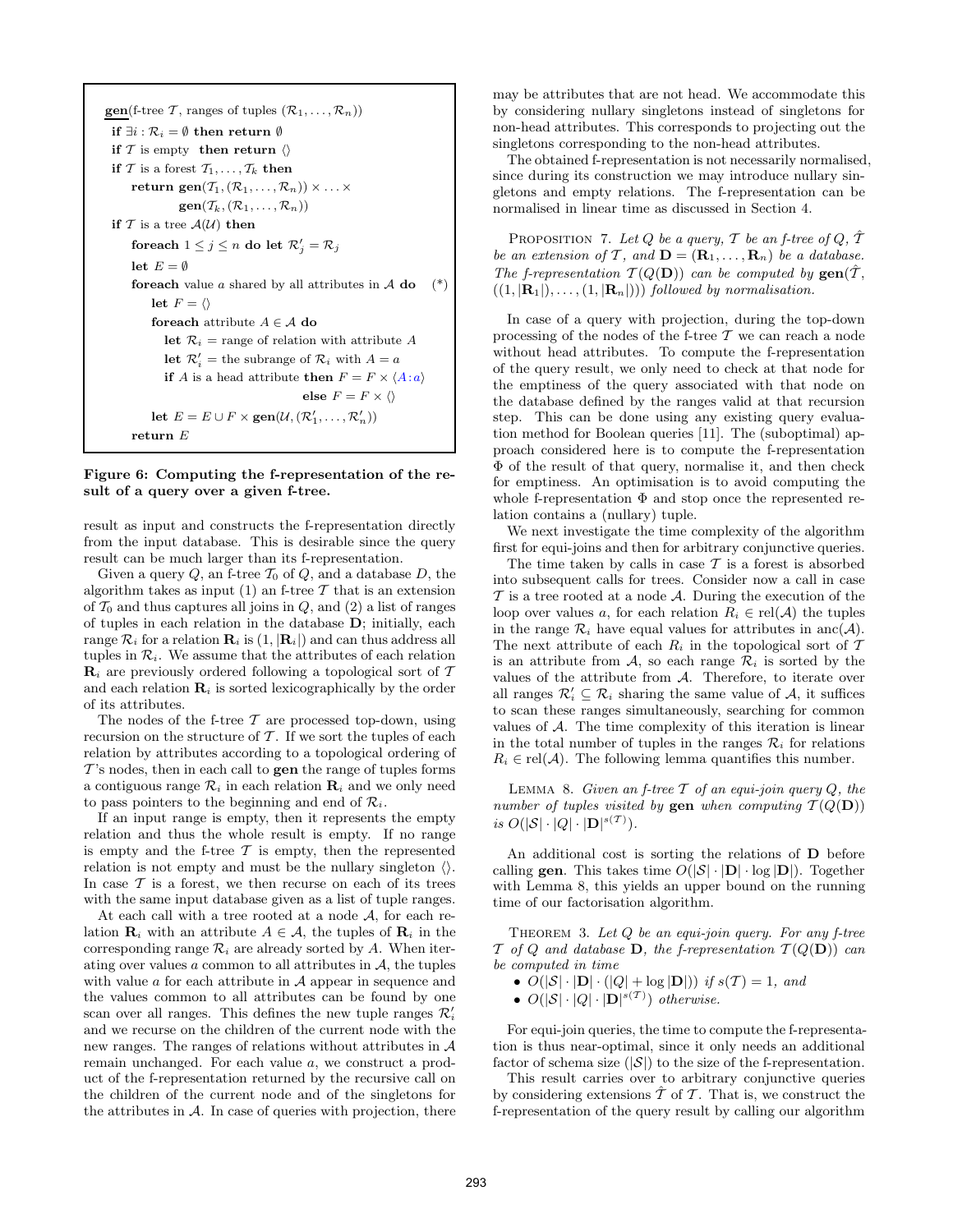```
gen(f-tree T, ranges of tuples (R_1, ..., R_n))
  if ∃i : R_i = ∅ then return ∅
  if T is empty  then return ⟨⟩
  if T is a forest T_1, ..., T_k then
      return gen(T_1, (R_1, ..., R_n)) × ... ×
             gen(T_k, (R_1, ..., R_n))
  if T is a tree A(U) then
      foreach 1 ≤ j ≤ n do let R'_j = R_j
      let E = ∅
      foreach value a shared by all attributes in A do    (*)
        let F = ⟨⟩
        foreach attribute A ∈ A do
          let R_i = range of relation with attribute A
          let R'_i = the subrange of R_i with A = a
          if A is a head attribute then F = F × ⟨A:a⟩
                                   else F = F × ⟨⟩
        let E = E ∪ F × gen(U, (R'_1, ..., R'_n))
      return E
```

**Figure 6: Computing the f-representation of the result of a query over a given f-tree.**

result as input and constructs the f-representation directly from the input database. This is desirable since the query result can be much larger than its f-representation.

Given a query $Q$, an f-tree $\mathcal{T}_0$ of $Q$, and a database $D$, the algorithm takes as input (1) an f-tree $\mathcal{T}$ that is an extension of $\mathcal{T}_0$ and thus captures all joins in $Q$, and (2) a list of ranges of tuples in each relation in the database $\mathbf{D}$; initially, each range $\mathcal{R}_i$ for a relation $\mathbf{R}_i$ is $(1, |\mathbf{R}_i|)$ and can thus address all tuples in $\mathcal{R}_i$. We assume that the attributes of each relation $\mathbf{R}_i$ are previously ordered following a topological sort of $\mathcal{T}$ and each relation $\mathbf{R}_i$ is sorted lexicographically by the order of its attributes.

The nodes of the f-tree $\mathcal{T}$ are processed top-down, using recursion on the structure of $\mathcal{T}$. If we sort the tuples of each relation by attributes according to a topological ordering of $\mathcal{T}$'s nodes, then in each call to **gen** the range of tuples forms a contiguous range $\mathcal{R}_i$ in each relation $\mathbf{R}_i$ and we only need to pass pointers to the beginning and end of $\mathcal{R}_i$.

If an input range is empty, then it represents the empty relation and thus the whole result is empty. If no range is empty and the f-tree $\mathcal{T}$ is empty, then the represented relation is not empty and must be the nullary singleton $\langle\rangle$. In case $\mathcal{T}$ is a forest, we then recurse on each of its trees with the same input database given as a list of tuple ranges.

At each call with a tree rooted at a node $\mathcal{A}$, for each relation $\mathbf{R}_i$ with an attribute $A \in \mathcal{A}$, the tuples of $\mathbf{R}_i$ in the corresponding range $\mathcal{R}_i$ are already sorted by $A$. When iterating over values $a$ common to all attributes in $\mathcal{A}$, the tuples with value $a$ for each attribute in $\mathcal{A}$ appear in sequence and the values common to all attributes can be found by one scan over all ranges. This defines the new tuple ranges $\mathcal{R}'_i$ and we recurse on the children of the current node with the new ranges. The ranges of relations without attributes in $\mathcal{A}$ remain unchanged. For each value $a$, we construct a product of the f-representation returned by the recursive call on the children of the current node and of the singletons for the attributes in $\mathcal{A}$. In case of queries with projection, there may be attributes that are not head. We accommodate this by considering nullary singletons instead of singletons for non-head attributes. This corresponds to projecting out the singletons corresponding to the non-head attributes.

The obtained f-representation is not necessarily normalised, since during its construction we may introduce nullary singletons and empty relations. The f-representation can be normalised in linear time as discussed in Section 4.

PROPOSITION 7. *Let $Q$ be a query, $\mathcal{T}$ be an f-tree of $Q$, $\hat{\mathcal{T}}$ be an extension of $\mathcal{T}$, and $\mathbf{D} = (\mathbf{R}_1, \ldots, \mathbf{R}_n)$ be a database. The f-representation $\mathcal{T}(Q(\mathbf{D}))$ can be computed by* $\mathbf{gen}(\hat{\mathcal{T}}, ((1, |\mathbf{R}_1|), \ldots, (1, |\mathbf{R}_n|)))$ *followed by normalisation.*

In case of a query with projection, during the top-down processing of the nodes of the f-tree $\mathcal{T}$ we can reach a node without head attributes. To compute the f-representation of the query result, we only need to check at that node for the emptiness of the query associated with that node on the database defined by the ranges valid at that recursion step. This can be done using any existing query evaluation method for Boolean queries [11]. The (suboptimal) approach considered here is to compute the f-representation $\Phi$ of the result of that query, normalise it, and then check for emptiness. An optimisation is to avoid computing the whole f-representation $\Phi$ and stop once the represented relation contains a (nullary) tuple.

We next investigate the time complexity of the algorithm first for equi-joins and then for arbitrary conjunctive queries.

The time taken by calls in case $\mathcal{T}$ is a forest is absorbed into subsequent calls for trees. Consider now a call in case $\mathcal{T}$ is a tree rooted at a node $\mathcal{A}$. During the execution of the loop over values $a$, for each relation $R_i \in \text{rel}(\mathcal{A})$ the tuples in the range $\mathcal{R}_i$ have equal values for attributes in anc($\mathcal{A}$). The next attribute of each $R_i$ in the topological sort of $\mathcal{T}$ is an attribute from $\mathcal{A}$, so each range $\mathcal{R}_i$ is sorted by the values of the attribute from $\mathcal{A}$. Therefore, to iterate over all ranges $\mathcal{R}'_i \subseteq \mathcal{R}_i$ sharing the same value of $\mathcal{A}$, it suffices to scan these ranges simultaneously, searching for common values of $\mathcal{A}$. The time complexity of this iteration is linear in the total number of tuples in the ranges $\mathcal{R}_i$ for relations $R_i \in \text{rel}(\mathcal{A})$. The following lemma quantifies this number.

LEMMA 8. *Given an f-tree $\mathcal{T}$ of an equi-join query $Q$, the number of tuples visited by* **gen** *when computing $\mathcal{T}(Q(\mathbf{D}))$ is $O(|\mathcal{S}| \cdot |Q| \cdot |\mathbf{D}|^{s(\mathcal{T})})$.*

An additional cost is sorting the relations of $\mathbf{D}$ before calling **gen**. This takes time $O(|\mathcal{S}| \cdot |\mathbf{D}| \cdot \log |\mathbf{D}|)$. Together with Lemma 8, this yields an upper bound on the running time of our factorisation algorithm.

THEOREM 3. *Let $Q$ be an equi-join query. For any f-tree $\mathcal{T}$ of $Q$ and database $\mathbf{D}$, the f-representation $\mathcal{T}(Q(\mathbf{D}))$ can be computed in time*

- $O(|\mathcal{S}| \cdot |\mathbf{D}| \cdot (|Q| + \log |\mathbf{D}|))$ *if $s(\mathcal{T}) = 1$, and*
- $O(|\mathcal{S}| \cdot |Q| \cdot |\mathbf{D}|^{s(\mathcal{T})})$ *otherwise.*

For equi-join queries, the time to compute the f-representation is thus near-optimal, since it only needs an additional factor of schema size ($|\mathcal{S}|$) to the size of the f-representation.

This result carries over to arbitrary conjunctive queries by considering extensions $\hat{\mathcal{T}}$ of $\mathcal{T}$. That is, we construct the f-representation of the query result by calling our algorithm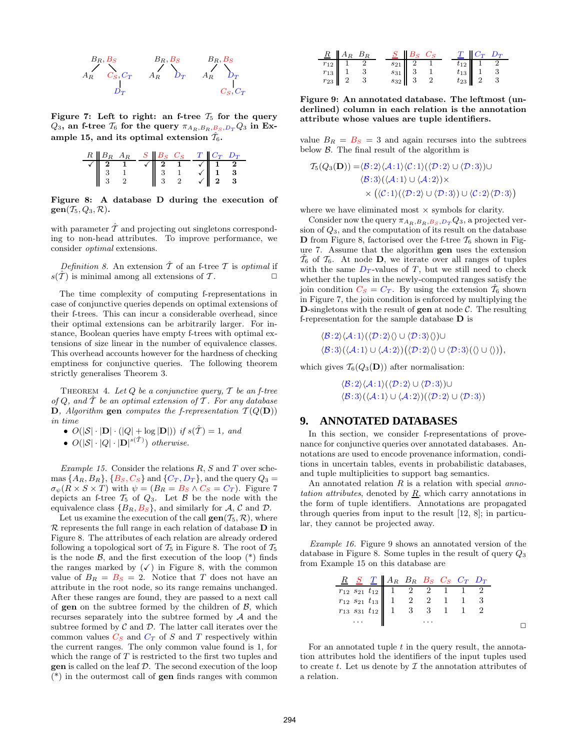Figure 7 shows three f-trees (rendered as indented trees; left to right):

$\mathcal{T}_5$:
- $B_R, B_S$
  - $A_R$
  - $C_S, C_T$
    - $D_T$

$\mathcal{T}_6$:
- $B_R, B_S$
  - $A_R$
  - $D_T$

$\hat{\mathcal{T}}_6$:
- $B_R, B_S$
  - $A_R$
  - $D_T$
    - $C_S, C_T$

**Figure 7: Left to right: an f-tree $\mathcal{T}_5$ for the query $Q_3$, an f-tree $\mathcal{T}_6$ for the query $\pi_{A_R,B_R,B_S,D_T}Q_3$ in Example 15, and its optimal extension $\hat{\mathcal{T}}_6$.**

| $R$ | $B_R$ | $A_R$ | $S$ | $B_S$ | $C_S$ | $T$ | $C_T$ | $D_T$ |
|---|---|---|---|---|---|---|---|---|
| ✓ | **2** | **1** | ✓ | **2** | **1** | ✓ | **1** | **2** |
| | 3 | 1 | | 3 | 1 | ✓ | **1** | **3** |
| | 3 | 2 | | 3 | 2 | ✓ | **2** | **3** |

**Figure 8: A database D during the execution of gen($\mathcal{T}_5, Q_3, \mathcal{R}$).**

with parameter $\hat{\mathcal{T}}$ and projecting out singletons corresponding to non-head attributes. To improve performance, we consider *optimal* extensions.

*Definition 8.* An extension $\hat{\mathcal{T}}$ of an f-tree $\mathcal{T}$ is *optimal* if $s(\hat{\mathcal{T}})$ is minimal among all extensions of $\mathcal{T}$. □

The time complexity of computing f-representations in case of conjunctive queries depends on optimal extensions of their f-trees. This can incur a considerable overhead, since their optimal extensions can be arbitrarily larger. For instance, Boolean queries have empty f-trees with optimal extensions of size linear in the number of equivalence classes. This overhead accounts however for the hardness of checking emptiness for conjunctive queries. The following theorem strictly generalises Theorem 3.

THEOREM 4. *Let $Q$ be a conjunctive query, $\mathcal{T}$ be an f-tree of $Q$, and $\hat{\mathcal{T}}$ be an optimal extension of $\mathcal{T}$. For any database* **D***, Algorithm* **gen** *computes the f-representation $\mathcal{T}(Q(\mathbf{D}))$ in time*

- $O(|\mathcal{S}| \cdot |\mathbf{D}| \cdot (|Q| + \log|\mathbf{D}|))$ *if $s(\hat{\mathcal{T}}) = 1$, and*
- $O(|\mathcal{S}| \cdot |Q| \cdot |\mathbf{D}|^{s(\hat{\mathcal{T}})})$ *otherwise.*

*Example 15.* Consider the relations $R$, $S$ and $T$ over schemas $\{A_R, B_R\}$, $\{B_S, C_S\}$ and $\{C_T, D_T\}$, and the query $Q_3 = \sigma_\psi(R \times S \times T)$ with $\psi = (B_R = B_S \wedge C_S = C_T)$. Figure 7 depicts an f-tree $\mathcal{T}_5$ of $Q_3$. Let $\mathcal{B}$ be the node with the equivalence class $\{B_R, B_S\}$, and similarly for $\mathcal{A}$, $\mathcal{C}$ and $\mathcal{D}$.

Let us examine the execution of the call **gen**($\mathcal{T}_5, \mathcal{R}$), where $\mathcal{R}$ represents the full range in each relation of database **D** in Figure 8. The attributes of each relation are already ordered following a topological sort of $\mathcal{T}_5$ in Figure 8. The root of $\mathcal{T}_5$ is the node $\mathcal{B}$, and the first execution of the loop (\*) finds the ranges marked by (✓) in Figure 8, with the common value of $B_R = B_S = 2$. Notice that $T$ does not have an attribute in the root node, so its range remains unchanged. After these ranges are found, they are passed to a next call of **gen** on the subtree formed by the children of $\mathcal{B}$, which recurses separately into the subtree formed by $\mathcal{A}$ and the subtree formed by $\mathcal{C}$ and $\mathcal{D}$. The latter call iterates over the common values $C_S$ and $C_T$ of $S$ and $T$ respectively within the current ranges. The only common value found is 1, for which the range of $T$ is restricted to the first two tuples and **gen** is called on the leaf $\mathcal{D}$. The second execution of the loop (\*) in the outermost call of **gen** finds ranges with common value $B_R = B_S = 3$ and again recurses into the subtrees below $\mathcal{B}$. The final result of the algorithm is

$$\mathcal{T}_5(Q_3(\mathbf{D})) = \langle\mathcal{B}{:}2\rangle\langle\mathcal{A}{:}1\rangle\langle\mathcal{C}{:}1\rangle(\langle\mathcal{D}{:}2\rangle \cup \langle\mathcal{D}{:}3\rangle) \cup \langle\mathcal{B}{:}3\rangle(\langle\mathcal{A}{:}1\rangle \cup \langle\mathcal{A}{:}2\rangle) \times \times \big(\langle\mathcal{C}{:}1\rangle(\langle\mathcal{D}{:}2\rangle \cup \langle\mathcal{D}{:}3\rangle) \cup \langle\mathcal{C}{:}2\rangle\langle\mathcal{D}{:}3\rangle\big)$$

where we have eliminated most $\times$ symbols for clarity.

Consider now the query $\pi_{A_R,B_R,B_S,D_T}Q_3$, a projected version of $Q_3$, and the computation of its result on the database **D** from Figure 8, factorised over the f-tree $\mathcal{T}_6$ shown in Figure 7. Assume that the algorithm **gen** uses the extension $\hat{\mathcal{T}}_6$ of $\mathcal{T}_6$. At node **D**, we iterate over all ranges of tuples with the same $D_T$-values of $T$, but we still need to check whether the tuples in the newly-computed ranges satisfy the join condition $C_S = C_T$. By using the extension $\hat{\mathcal{T}}_6$ shown in Figure 7, the join condition is enforced by multiplying the **D**-singletons with the result of **gen** at node $\mathcal{C}$. The resulting f-representation for the sample database **D** is

$$\langle\mathcal{B}{:}2\rangle\langle\mathcal{A}{:}1\rangle(\langle\mathcal{D}{:}2\rangle\langle\rangle \cup \langle\mathcal{D}{:}3\rangle\langle\rangle) \cup \langle\mathcal{B}{:}3\rangle(\langle\mathcal{A}{:}1\rangle \cup \langle\mathcal{A}{:}2\rangle)\big(\langle\mathcal{D}{:}2\rangle\langle\rangle \cup \langle\mathcal{D}{:}3\rangle(\langle\rangle \cup \langle\rangle)\big),$$

which gives $\mathcal{T}_6(Q_3(\mathbf{D}))$ after normalisation:

$$\langle\mathcal{B}{:}2\rangle\langle\mathcal{A}{:}1\rangle(\langle\mathcal{D}{:}2\rangle \cup \langle\mathcal{D}{:}3\rangle) \cup \langle\mathcal{B}{:}3\rangle(\langle\mathcal{A}{:}1\rangle \cup \langle\mathcal{A}{:}2\rangle)(\langle\mathcal{D}{:}2\rangle \cup \langle\mathcal{D}{:}3\rangle)$$

| $\underline{R}$ | $A_R$ | $B_R$ | $\underline{S}$ | $B_S$ | $C_S$ | $\underline{T}$ | $C_T$ | $D_T$ |
|---|---|---|---|---|---|---|---|---|
| $r_{12}$ | 1 | 2 | $s_{21}$ | 2 | 1 | $t_{12}$ | 1 | 2 |
| $r_{13}$ | 1 | 3 | $s_{31}$ | 3 | 1 | $t_{13}$ | 1 | 3 |
| $r_{23}$ | 2 | 3 | $s_{32}$ | 3 | 2 | $t_{23}$ | 2 | 3 |

**Figure 9: An annotated database. The leftmost (underlined) column in each relation is the annotation attribute whose values are tuple identifiers.**

## 9. ANNOTATED DATABASES

In this section, we consider f-representations of provenance for conjunctive queries over annotated databases. Annotations are used to encode provenance information, conditions in uncertain tables, events in probabilistic databases, and tuple multiplicities to support bag semantics.

An annotated relation $R$ is a relation with special *annotation attributes*, denoted by $\underline{R}$, which carry annotations in the form of tuple identifiers. Annotations are propagated through queries from input to the result [12, 8]; in particular, they cannot be projected away.

*Example 16.* Figure 9 shows an annotated version of the database in Figure 8. Some tuples in the result of query $Q_3$ from Example 15 on this database are

| $\underline{R}$ | $\underline{S}$ | $\underline{T}$ | $A_R$ | $B_R$ | $B_S$ | $C_S$ | $C_T$ | $D_T$ |
|---|---|---|---|---|---|---|---|---|
| $r_{12}$ | $s_{21}$ | $t_{12}$ | 1 | 2 | 2 | 1 | 1 | 2 |
| $r_{12}$ | $s_{21}$ | $t_{13}$ | 1 | 2 | 2 | 1 | 1 | 3 |
| $r_{13}$ | $s_{31}$ | $t_{12}$ | 1 | 3 | 3 | 1 | 1 | 2 |
| ... | | | | | ... | | | |

□

For an annotated tuple $t$ in the query result, the annotation attributes hold the identifiers of the input tuples used to create $t$. Let us denote by $\mathcal{I}$ the annotation attributes of a relation.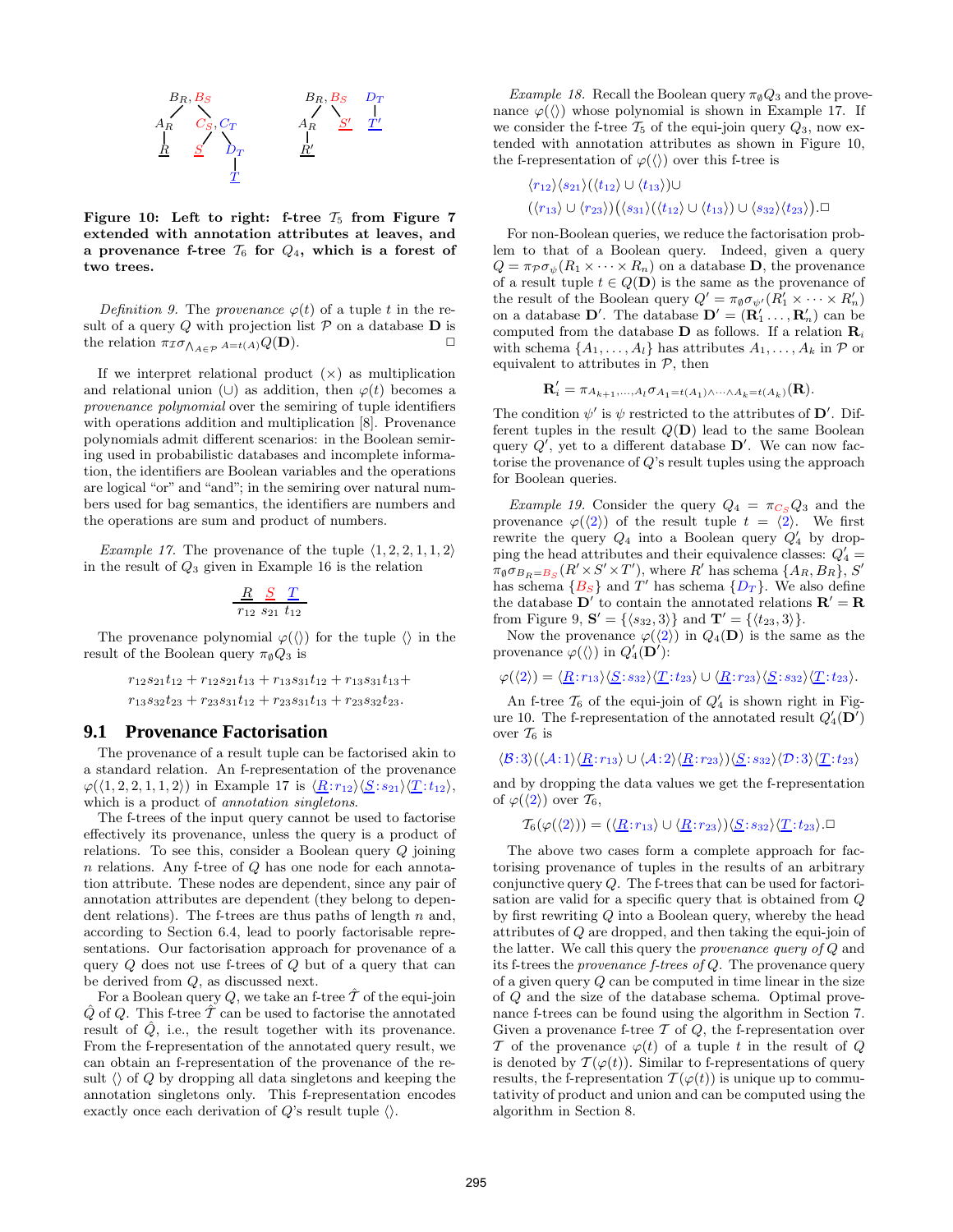Figure 10: Left to right: f-tree $\mathcal{T}_5$ from Figure 7 extended with annotation attributes at leaves, and a provenance f-tree $\mathcal{T}_6$ for $Q_4$, which is a forest of two trees.

*Definition 9.* The *provenance* $\varphi(t)$ of a tuple $t$ in the result of a query $Q$ with projection list $\mathcal{P}$ on a database $\mathbf{D}$ is the relation $\pi_{\mathcal{I}}\sigma_{\bigwedge_{A\in\mathcal{P}} A=t(A)}Q(\mathbf{D})$. □

If we interpret relational product ($\times$) as multiplication and relational union ($\cup$) as addition, then $\varphi(t)$ becomes a *provenance polynomial* over the semiring of tuple identifiers with operations addition and multiplication [8]. Provenance polynomials admit different scenarios: in the Boolean semiring used in probabilistic databases and incomplete information, the identifiers are Boolean variables and the operations are logical "or" and "and"; in the semiring over natural numbers used for bag semantics, the identifiers are numbers and the operations are sum and product of numbers.

*Example 17.* The provenance of the tuple $\langle 1,2,2,1,1,2\rangle$ in the result of $Q_3$ given in Example 16 is the relation

| $\underline{R}$ | $\underline{S}$ | $\underline{T}$ |
|---|---|---|
| $r_{12}$ | $s_{21}$ | $t_{12}$ |

The provenance polynomial $\varphi(\langle\rangle)$ for the tuple $\langle\rangle$ in the result of the Boolean query $\pi_\emptyset Q_3$ is

$$r_{12}s_{21}t_{12} + r_{12}s_{21}t_{13} + r_{13}s_{31}t_{12} + r_{13}s_{31}t_{13} +$$
$$r_{13}s_{32}t_{23} + r_{23}s_{31}t_{12} + r_{23}s_{31}t_{13} + r_{23}s_{32}t_{23}.$$

## 9.1 Provenance Factorisation

The provenance of a result tuple can be factorised akin to a standard relation. An f-representation of the provenance $\varphi(\langle 1,2,2,1,1,2\rangle)$ in Example 17 is $\langle \underline{R}{:}r_{12}\rangle\langle \underline{S}{:}s_{21}\rangle\langle \underline{T}{:}t_{12}\rangle$, which is a product of *annotation singletons*.

The f-trees of the input query cannot be used to factorise effectively its provenance, unless the query is a product of relations. To see this, consider a Boolean query $Q$ joining $n$ relations. Any f-tree of $Q$ has one node for each annotation attribute. These nodes are dependent, since any pair of annotation attributes are dependent (they belong to dependent relations). The f-trees are thus paths of length $n$ and, according to Section 6.4, lead to poorly factorisable representations. Our factorisation approach for provenance of a query $Q$ does not use f-trees of $Q$ but of a query that can be derived from $Q$, as discussed next.

For a Boolean query $Q$, we take an f-tree $\hat{\mathcal{T}}$ of the equi-join $\hat{Q}$ of $Q$. This f-tree $\hat{\mathcal{T}}$ can be used to factorise the annotated result of $\hat{Q}$, i.e., the result together with its provenance. From the f-representation of the annotated query result, we can obtain an f-representation of the provenance of the result $\langle\rangle$ of $Q$ by dropping all data singletons and keeping the annotation singletons only. This f-representation encodes exactly once each derivation of $Q$'s result tuple $\langle\rangle$.

*Example 18.* Recall the Boolean query $\pi_\emptyset Q_3$ and the provenance $\varphi(\langle\rangle)$ whose polynomial is shown in Example 17. If we consider the f-tree $\mathcal{T}_5$ of the equi-join query $Q_3$, now extended with annotation attributes as shown in Figure 10, the f-representation of $\varphi(\langle\rangle)$ over this f-tree is

$$\langle r_{12}\rangle\langle s_{21}\rangle(\langle t_{12}\rangle \cup \langle t_{13}\rangle)\cup$$
$$(\langle r_{13}\rangle \cup \langle r_{23}\rangle)\big(\langle s_{31}\rangle(\langle t_{12}\rangle \cup \langle t_{13}\rangle) \cup \langle s_{32}\rangle\langle t_{23}\rangle\big).\square$$

For non-Boolean queries, we reduce the factorisation problem to that of a Boolean query. Indeed, given a query $Q = \pi_{\mathcal{P}}\sigma_\psi(R_1\times\cdots\times R_n)$ on a database $\mathbf{D}$, the provenance of a result tuple $t \in Q(\mathbf{D})$ is the same as the provenance of the result of the Boolean query $Q' = \pi_\emptyset\sigma_{\psi'}(R'_1\times\cdots\times R'_n)$ on a database $\mathbf{D}'$. The database $\mathbf{D}' = (\mathbf{R}'_1\ldots,\mathbf{R}'_n)$ can be computed from the database $\mathbf{D}$ as follows. If a relation $\mathbf{R}_i$ with schema $\{A_1,\ldots,A_l\}$ has attributes $A_1,\ldots,A_k$ in $\mathcal{P}$ or equivalent to attributes in $\mathcal{P}$, then

$$\mathbf{R}'_i = \pi_{A_{k+1},\ldots,A_l}\sigma_{A_1=t(A_1)\wedge\cdots\wedge A_k=t(A_k)}(\mathbf{R}).$$

The condition $\psi'$ is $\psi$ restricted to the attributes of $\mathbf{D}'$. Different tuples in the result $Q(\mathbf{D})$ lead to the same Boolean query $Q'$, yet to a different database $\mathbf{D}'$. We can now factorise the provenance of $Q$'s result tuples using the approach for Boolean queries.

*Example 19.* Consider the query $Q_4 = \pi_{C_S}Q_3$ and the provenance $\varphi(\langle 2\rangle)$ of the result tuple $t = \langle 2\rangle$. We first rewrite the query $Q_4$ into a Boolean query $Q'_4$ by dropping the head attributes and their equivalence classes: $Q'_4 = \pi_\emptyset\sigma_{B_R=B_S}(R'\times S'\times T')$, where $R'$ has schema $\{A_R, B_R\}$, $S'$ has schema $\{B_S\}$ and $T'$ has schema $\{D_T\}$. We also define the database $\mathbf{D}'$ to contain the annotated relations $\mathbf{R}' = \mathbf{R}$ from Figure 9, $\mathbf{S}' = \{\langle s_{32}, 3\rangle\}$ and $\mathbf{T}' = \{\langle t_{23}, 3\rangle\}$.

Now the provenance $\varphi(\langle 2\rangle)$ in $Q_4(\mathbf{D})$ is the same as the provenance $\varphi(\langle\rangle)$ in $Q'_4(\mathbf{D}')$:

$$\varphi(\langle 2\rangle) = \langle \underline{R}{:}r_{13}\rangle\langle \underline{S}{:}s_{32}\rangle\langle \underline{T}{:}t_{23}\rangle \cup \langle \underline{R}{:}r_{23}\rangle\langle \underline{S}{:}s_{32}\rangle\langle \underline{T}{:}t_{23}\rangle.$$

An f-tree $\mathcal{T}_6$ of the equi-join of $Q'_4$ is shown right in Figure 10. The f-representation of the annotated result $Q'_4(\mathbf{D}')$ over $\mathcal{T}_6$ is

$$\langle \mathcal{B}{:}3\rangle(\langle \mathcal{A}{:}1\rangle\langle \underline{R}{:}r_{13}\rangle \cup \langle \mathcal{A}{:}2\rangle\langle \underline{R}{:}r_{23}\rangle)\langle \underline{S}{:}s_{32}\rangle\langle \mathcal{D}{:}3\rangle\langle \underline{T}{:}t_{23}\rangle$$

and by dropping the data values we get the f-representation of $\varphi(\langle 2\rangle)$ over $\mathcal{T}_6$,

$$\mathcal{T}_6(\varphi(\langle 2\rangle)) = (\langle \underline{R}{:}r_{13}\rangle \cup \langle \underline{R}{:}r_{23}\rangle)\langle \underline{S}{:}s_{32}\rangle\langle \underline{T}{:}t_{23}\rangle.\square$$

The above two cases form a complete approach for factorising provenance of tuples in the results of an arbitrary conjunctive query $Q$. The f-trees that can be used for factorisation are valid for a specific query that is obtained from $Q$ by first rewriting $Q$ into a Boolean query, whereby the head attributes of $Q$ are dropped, and then taking the equi-join of the latter. We call this query the *provenance query of* $Q$ and its f-trees the *provenance f-trees of* $Q$. The provenance query of a given query $Q$ can be computed in time linear in the size of $Q$ and the size of the database schema. Optimal provenance f-trees can be found using the algorithm in Section 7. Given a provenance f-tree $\mathcal{T}$ of $Q$, the f-representation over $\mathcal{T}$ of the provenance $\varphi(t)$ of a tuple $t$ in the result of $Q$ is denoted by $\mathcal{T}(\varphi(t))$. Similar to f-representations of query results, the f-representation $\mathcal{T}(\varphi(t))$ is unique up to commutativity of product and union and can be computed using the algorithm in Section 8.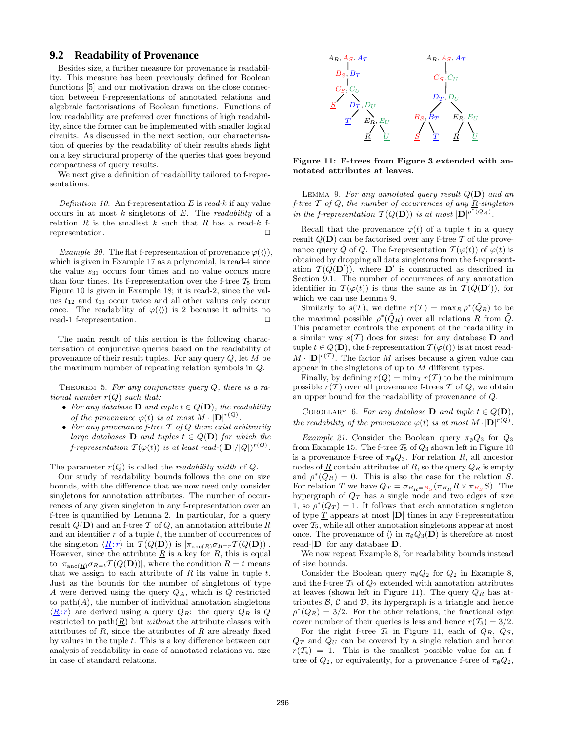## 9.2 Readability of Provenance

Besides size, a further measure for provenance is readability. This measure has been previously defined for Boolean functions [5] and our motivation draws on the close connection between f-representations of annotated relations and algebraic factorisations of Boolean functions. Functions of low readability are preferred over functions of high readability, since the former can be implemented with smaller logical circuits. As discussed in the next section, our characterisation of queries by the readability of their results sheds light on a key structural property of the queries that goes beyond compactness of query results.

We next give a definition of readability tailored to f-representations.

*Definition 10.* An f-representation $E$ is *read-$k$* if any value occurs in at most $k$ singletons of $E$. The *readability* of a relation $R$ is the smallest $k$ such that $R$ has a read-$k$ f-representation. □

*Example 20.* The flat f-representation of provenance $\varphi(\langle\rangle)$, which is given in Example 17 as a polynomial, is read-4 since the value $s_{31}$ occurs four times and no value occurs more than four times. Its f-representation over the f-tree $\mathcal{T}_5$ from Figure 10 is given in Example 18; it is read-2, since the values $t_{12}$ and $t_{13}$ occur twice and all other values only occur once. The readability of $\varphi(\langle\rangle)$ is 2 because it admits no read-1 f-representation. □

The main result of this section is the following characterisation of conjunctive queries based on the readability of provenance of their result tuples. For any query $Q$, let $M$ be the maximum number of repeating relation symbols in $Q$.

Theorem 5. *For any conjunctive query $Q$, there is a rational number $r(Q)$ such that:*

- *For any database $\mathbf{D}$ and tuple $t \in Q(\mathbf{D})$, the readability of the provenance $\varphi(t)$ is at most $M \cdot |\mathbf{D}|^{r(Q)}$.*
- *For any provenance f-tree $\mathcal{T}$ of $Q$ there exist arbitrarily large databases $\mathbf{D}$ and tuples $t \in Q(\mathbf{D})$ for which the f-representation $\mathcal{T}(\varphi(t))$ is at least read-$(|\mathbf{D}|/|Q|)^{r(Q)}$.*

The parameter $r(Q)$ is called the *readability width* of $Q$.

Our study of readability bounds follows the one on size bounds, with the difference that we now need only consider singletons for annotation attributes. The number of occurrences of any given singleton in any f-representation over an f-tree is quantified by Lemma 2. In particular, for a query result $Q(\mathbf{D})$ and an f-tree $\mathcal{T}$ of $Q$, an annotation attribute $\underline{R}$ and an identifier $r$ of a tuple $t$, the number of occurrences of the singleton $\langle \underline{R}{:}r\rangle$ in $\mathcal{T}(Q(\mathbf{D}))$ is $|\pi_{\text{anc}(\underline{R})}\sigma_{\underline{R}=r}\mathcal{T}(Q(\mathbf{D}))|$. However, since the attribute $\underline{R}$ is a key for $R$, this is equal to $|\pi_{\text{anc}(\underline{R})}\sigma_{R=t}\mathcal{T}(Q(\mathbf{D}))|$, where the condition $R = t$ means that we assign to each attribute of $R$ its value in tuple $t$. Just as the bounds for the number of singletons of type $A$ were derived using the query $Q_A$, which is $Q$ restricted to path$(A)$, the number of individual annotation singletons $\langle \underline{R}{:}r\rangle$ are derived using a query $Q_R$: the query $Q_R$ is $Q$ restricted to path$(\underline{R})$ but *without* the attribute classes with attributes of $R$, since the attributes of $R$ are already fixed by values in the tuple $t$. This is a key difference between our analysis of readability in case of annotated relations vs. size in case of standard relations.

Figure 11: F-trees from Figure 3 extended with annotated attributes at leaves.

Lemma 9. *For any annotated query result $Q(\mathbf{D})$ and an f-tree $\mathcal{T}$ of $Q$, the number of occurrences of any $\underline{R}$-singleton in the f-representation $\mathcal{T}(Q(\mathbf{D}))$ is at most $|\mathbf{D}|^{\rho^*(Q_R)}$.*

Recall that the provenance $\varphi(t)$ of a tuple $t$ in a query result $Q(\mathbf{D})$ can be factorised over any f-tree $\mathcal{T}$ of the provenance query $\tilde{Q}$ of $Q$. The f-representation $\mathcal{T}(\varphi(t))$ is obtained by dropping all data singletons from the f-representation $\mathcal{T}(\tilde{Q}(\mathbf{D}'))$, where $\mathbf{D}'$ is constructed as described in Section 9.1. The number of occurrences of any annotation identifier in $\mathcal{T}(\varphi(t))$ is thus the same as in $\mathcal{T}(\tilde{Q}(\mathbf{D}'))$, for which we can use Lemma 9.

Similarly to $s(\mathcal{T})$, we define $r(\mathcal{T}) = \max_R \rho^*(\tilde{Q}_R)$ to be the maximal possible $\rho^*(\tilde{Q}_R)$ over all relations $R$ from $\tilde{Q}$. This parameter controls the exponent of the readability in a similar way $s(\mathcal{T})$ does for sizes: for any database $\mathbf{D}$ and tuple $t \in Q(\mathbf{D})$, the f-representation $\mathcal{T}(\varphi(t))$ is at most read-$M \cdot |\mathbf{D}|^{r(\mathcal{T})}$. The factor $M$ arises because a given value can appear in the singletons of up to $M$ different types.

Finally, by defining $r(Q) = \min_{\mathcal{T}} r(\mathcal{T})$ to be the minimum possible $r(\mathcal{T})$ over all provenance f-trees $\mathcal{T}$ of $Q$, we obtain an upper bound for the readability of provenance of $Q$.

Corollary 6. *For any database $\mathbf{D}$ and tuple $t \in Q(\mathbf{D})$, the readability of the provenance $\varphi(t)$ is at most $M \cdot |\mathbf{D}|^{r(Q)}$.*

*Example 21.* Consider the Boolean query $\pi_\emptyset Q_3$ for $Q_3$ from Example 15. The f-tree $\mathcal{T}_5$ of $Q_3$ shown left in Figure 10 is a provenance f-tree of $\pi_\emptyset Q_3$. For relation $R$, all ancestor nodes of $\underline{R}$ contain attributes of $R$, so the query $Q_R$ is empty and $\rho^*(Q_R) = 0$. This is also the case for the relation $S$. For relation $T$ we have $Q_T = \sigma_{B_R = B_S}(\pi_{B_R} R \times \pi_{B_S} S)$. The hypergraph of $Q_T$ has a single node and two edges of size 1, so $\rho^*(Q_T) = 1$. It follows that each annotation singleton of type $\underline{T}$ appears at most $|\mathbf{D}|$ times in any f-representation over $\mathcal{T}_5$, while all other annotation singletons appear at most once. The provenance of $\langle\rangle$ in $\pi_\emptyset Q_3(\mathbf{D})$ is therefore at most read-$|\mathbf{D}|$ for any database $\mathbf{D}$.

We now repeat Example 8, for readability bounds instead of size bounds.

Consider the Boolean query $\pi_\emptyset Q_2$ for $Q_2$ in Example 8, and the f-tree $\mathcal{T}_3$ of $Q_2$ extended with annotation attributes at leaves (shown left in Figure 11). The query $Q_R$ has attributes $\mathcal{B}$, $\mathcal{C}$ and $\mathcal{D}$, its hypergraph is a triangle and hence $\rho^*(Q_R) = 3/2$. For the other relations, the fractional edge cover number of their queries is less and hence $r(\mathcal{T}_3) = 3/2$.

For the right f-tree $\mathcal{T}_4$ in Figure 11, each of $Q_R$, $Q_S$, $Q_T$ and $Q_U$ can be covered by a single relation and hence $r(\mathcal{T}_4) = 1$. This is the smallest possible value for an f-tree of $Q_2$, or equivalently, for a provenance f-tree of $\pi_\emptyset Q_2$,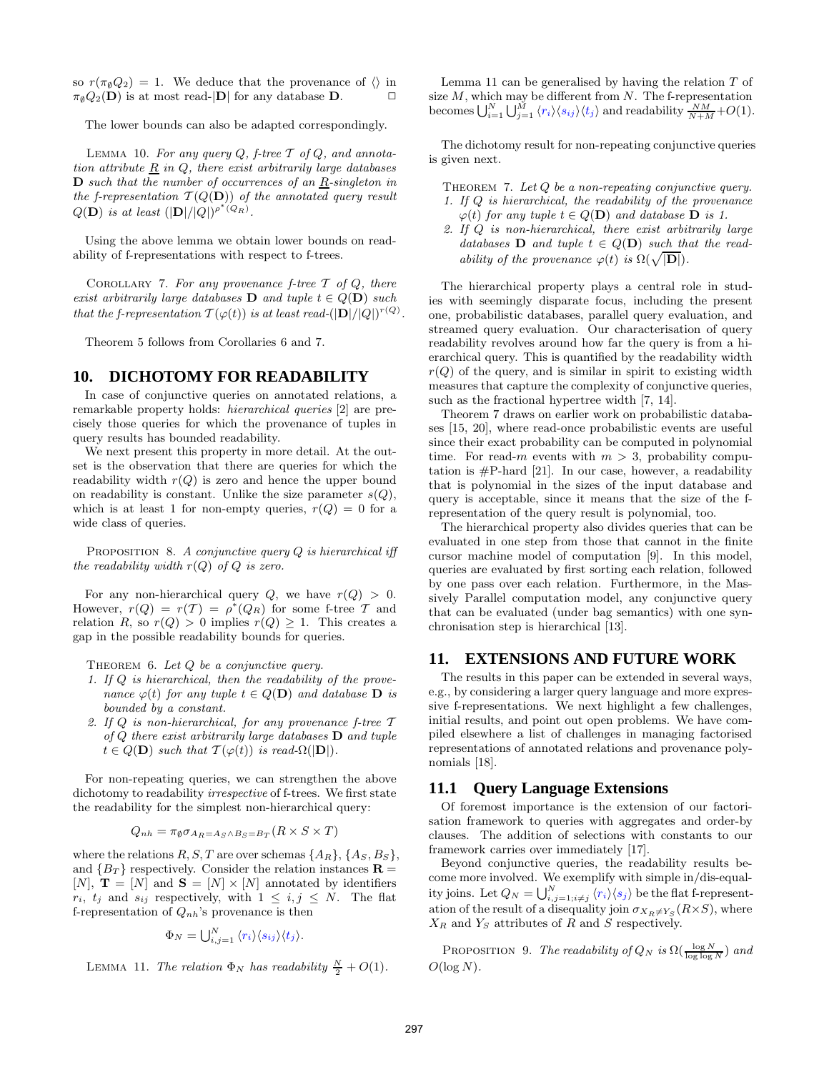so $r(\pi_\emptyset Q_2) = 1$. We deduce that the provenance of $\langle\rangle$ in $\pi_\emptyset Q_2(\mathbf{D})$ is at most read-$|\mathbf{D}|$ for any database $\mathbf{D}$. □

The lower bounds can also be adapted correspondingly.

LEMMA 10. *For any query $Q$, f-tree $\mathcal{T}$ of $Q$, and annotation attribute $\underline{R}$ in $Q$, there exist arbitrarily large databases $\mathbf{D}$ such that the number of occurrences of an $\underline{R}$-singleton in the f-representation $\mathcal{T}(Q(\mathbf{D}))$ of the annotated query result $Q(\mathbf{D})$ is at least $(|\mathbf{D}|/|Q|)^{\rho^*(Q_R)}$.*

Using the above lemma we obtain lower bounds on readability of f-representations with respect to f-trees.

COROLLARY 7. *For any provenance f-tree $\mathcal{T}$ of $Q$, there exist arbitrarily large databases $\mathbf{D}$ and tuple $t \in Q(\mathbf{D})$ such that the f-representation $\mathcal{T}(\varphi(t))$ is at least read-$(|\mathbf{D}|/|Q|)^{r(Q)}$.*

Theorem 5 follows from Corollaries 6 and 7.

## 10. DICHOTOMY FOR READABILITY

In case of conjunctive queries on annotated relations, a remarkable property holds: *hierarchical queries* [2] are precisely those queries for which the provenance of tuples in query results has bounded readability.

We next present this property in more detail. At the outset is the observation that there are queries for which the readability width $r(Q)$ is zero and hence the upper bound on readability is constant. Unlike the size parameter $s(Q)$, which is at least 1 for non-empty queries, $r(Q) = 0$ for a wide class of queries.

PROPOSITION 8. *A conjunctive query $Q$ is hierarchical iff the readability width $r(Q)$ of $Q$ is zero.*

For any non-hierarchical query $Q$, we have $r(Q) > 0$. However, $r(Q) = r(\mathcal{T}) = \rho^*(Q_R)$ for some f-tree $\mathcal{T}$ and relation $R$, so $r(Q) > 0$ implies $r(Q) \geq 1$. This creates a gap in the possible readability bounds for queries.

THEOREM 6. *Let $Q$ be a conjunctive query.*
1. *If $Q$ is hierarchical, then the readability of the provenance $\varphi(t)$ for any tuple $t \in Q(\mathbf{D})$ and database $\mathbf{D}$ is bounded by a constant.*
2. *If $Q$ is non-hierarchical, for any provenance f-tree $\mathcal{T}$ of $Q$ there exist arbitrarily large databases $\mathbf{D}$ and tuple $t \in Q(\mathbf{D})$ such that $\mathcal{T}(\varphi(t))$ is read-$\Omega(|\mathbf{D}|)$.*

For non-repeating queries, we can strengthen the above dichotomy to readability *irrespective* of f-trees. We first state the readability for the simplest non-hierarchical query:

$$Q_{nh} = \pi_\emptyset\sigma_{A_R=A_S \wedge B_S=B_T}(R \times S \times T)$$

where the relations $R, S, T$ are over schemas $\{A_R\}$, $\{A_S, B_S\}$, and $\{B_T\}$ respectively. Consider the relation instances $\mathbf{R} = [N]$, $\mathbf{T} = [N]$ and $\mathbf{S} = [N] \times [N]$ annotated by identifiers $r_i$, $t_j$ and $s_{ij}$ respectively, with $1 \leq i, j \leq N$. The flat f-representation of $Q_{nh}$'s provenance is then

$$\Phi_N = \textstyle\bigcup_{i,j=1}^{N} \langle r_i \rangle \langle s_{ij} \rangle \langle t_j \rangle.$$

LEMMA 11. *The relation $\Phi_N$ has readability $\frac{N}{2} + O(1)$.*

Lemma 11 can be generalised by having the relation $T$ of size $M$, which may be different from $N$. The f-representation becomes $\bigcup_{i=1}^{N}\bigcup_{j=1}^{M} \langle r_i \rangle \langle s_{ij} \rangle \langle t_j \rangle$ and readability $\frac{NM}{N+M} + O(1)$.

The dichotomy result for non-repeating conjunctive queries is given next.

THEOREM 7. *Let $Q$ be a non-repeating conjunctive query.*
1. *If $Q$ is hierarchical, the readability of the provenance $\varphi(t)$ for any tuple $t \in Q(\mathbf{D})$ and database $\mathbf{D}$ is 1.*
2. *If $Q$ is non-hierarchical, there exist arbitrarily large databases $\mathbf{D}$ and tuple $t \in Q(\mathbf{D})$ such that the readability of the provenance $\varphi(t)$ is $\Omega(\sqrt{|\mathbf{D}|})$.*

The hierarchical property plays a central role in studies with seemingly disparate focus, including the present one, probabilistic databases, parallel query evaluation, and streamed query evaluation. Our characterisation of query readability revolves around how far the query is from a hierarchical query. This is quantified by the readability width $r(Q)$ of the query, and is similar in spirit to existing width measures that capture the complexity of conjunctive queries, such as the fractional hypertree width [7, 14].

Theorem 7 draws on earlier work on probabilistic databases [15, 20], where read-once probabilistic events are useful since their exact probability can be computed in polynomial time. For read-$m$ events with $m > 3$, probability computation is #P-hard [21]. In our case, however, a readability that is polynomial in the sizes of the input database and query is acceptable, since it means that the size of the f-representation of the query result is polynomial, too.

The hierarchical property also divides queries that can be evaluated in one step from those that cannot in the finite cursor machine model of computation [9]. In this model, queries are evaluated by first sorting each relation, followed by one pass over each relation. Furthermore, in the Massively Parallel computation model, any conjunctive query that can be evaluated (under bag semantics) with one synchronisation step is hierarchical [13].

## 11. EXTENSIONS AND FUTURE WORK

The results in this paper can be extended in several ways, e.g., by considering a larger query language and more expressive f-representations. We next highlight a few challenges, initial results, and point out open problems. We have compiled elsewhere a list of challenges in managing factorised representations of annotated relations and provenance polynomials [18].

### 11.1 Query Language Extensions

Of foremost importance is the extension of our factorisation framework to queries with aggregates and order-by clauses. The addition of selections with constants to our framework carries over immediately [17].

Beyond conjunctive queries, the readability results become more involved. We exemplify with simple in/dis-equality joins. Let $Q_N = \bigcup_{i,j=1;i\neq j}^{N} \langle r_i \rangle \langle s_j \rangle$ be the flat f-representation of the result of a disequality join $\sigma_{X_R \neq Y_S}(R \times S)$, where $X_R$ and $Y_S$ attributes of $R$ and $S$ respectively.

PROPOSITION 9. *The readability of $Q_N$ is $\Omega(\frac{\log N}{\log \log N})$ and $O(\log N)$.*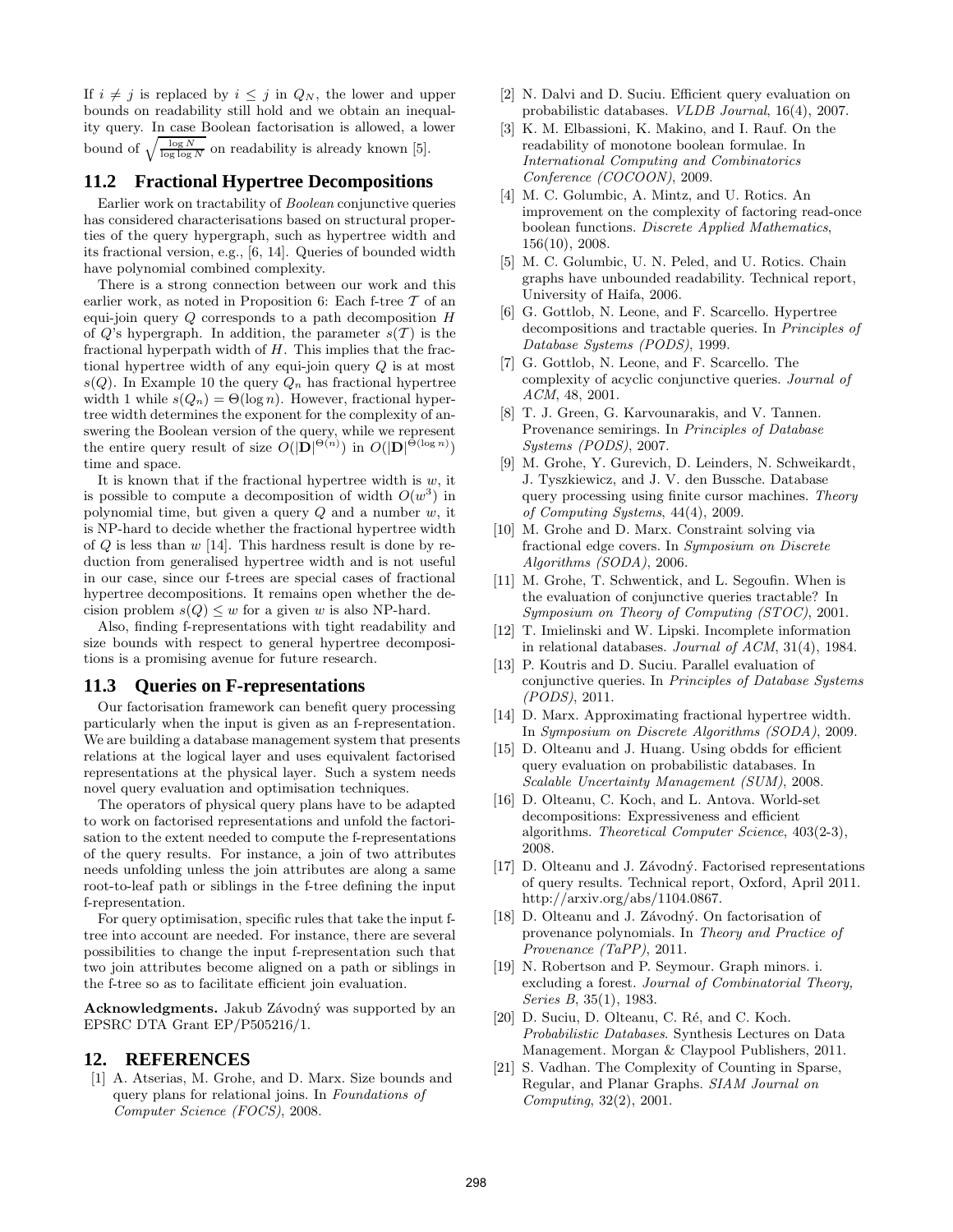If $i \neq j$ is replaced by $i \leq j$ in $Q_N$, the lower and upper bounds on readability still hold and we obtain an inequality query. In case Boolean factorisation is allowed, a lower bound of $\sqrt{\frac{\log N}{\log \log N}}$ on readability is already known [5].

## 11.2 Fractional Hypertree Decompositions

Earlier work on tractability of *Boolean* conjunctive queries has considered characterisations based on structural properties of the query hypergraph, such as hypertree width and its fractional version, e.g., [6, 14]. Queries of bounded width have polynomial combined complexity.

There is a strong connection between our work and this earlier work, as noted in Proposition 6: Each f-tree $\mathcal{T}$ of an equi-join query $Q$ corresponds to a path decomposition $H$ of $Q$'s hypergraph. In addition, the parameter $s(\mathcal{T})$ is the fractional hyperpath width of $H$. This implies that the fractional hypertree width of any equi-join query $Q$ is at most $s(Q)$. In Example 10 the query $Q_n$ has fractional hypertree width 1 while $s(Q_n) = \Theta(\log n)$. However, fractional hypertree width determines the exponent for the complexity of answering the Boolean version of the query, while we represent the entire query result of size $O(|\mathbf{D}|^{\Theta(n)})$ in $O(|\mathbf{D}|^{\Theta(\log n)})$ time and space.

It is known that if the fractional hypertree width is $w$, it is possible to compute a decomposition of width $O(w^3)$ in polynomial time, but given a query $Q$ and a number $w$, it is NP-hard to decide whether the fractional hypertree width of $Q$ is less than $w$ [14]. This hardness result is done by reduction from generalised hypertree width and is not useful in our case, since our f-trees are special cases of fractional hypertree decompositions. It remains open whether the decision problem $s(Q) \leq w$ for a given $w$ is also NP-hard.

Also, finding f-representations with tight readability and size bounds with respect to general hypertree decompositions is a promising avenue for future research.

## 11.3 Queries on F-representations

Our factorisation framework can benefit query processing particularly when the input is given as an f-representation. We are building a database management system that presents relations at the logical layer and uses equivalent factorised representations at the physical layer. Such a system needs novel query evaluation and optimisation techniques.

The operators of physical query plans have to be adapted to work on factorised representations and unfold the factorisation to the extent needed to compute the f-representations of the query results. For instance, a join of two attributes needs unfolding unless the join attributes are along a same root-to-leaf path or siblings in the f-tree defining the input f-representation.

For query optimisation, specific rules that take the input f-tree into account are needed. For instance, there are several possibilities to change the input f-representation such that two join attributes become aligned on a path or siblings in the f-tree so as to facilitate efficient join evaluation.

**Acknowledgments.** Jakub Závodný was supported by an EPSRC DTA Grant EP/P505216/1.

## 12. REFERENCES

[1] A. Atserias, M. Grohe, and D. Marx. Size bounds and query plans for relational joins. In *Foundations of Computer Science (FOCS)*, 2008.

[2] N. Dalvi and D. Suciu. Efficient query evaluation on probabilistic databases. *VLDB Journal*, 16(4), 2007.

[3] K. M. Elbassioni, K. Makino, and I. Rauf. On the readability of monotone boolean formulae. In *International Computing and Combinatorics Conference (COCOON)*, 2009.

[4] M. C. Golumbic, A. Mintz, and U. Rotics. An improvement on the complexity of factoring read-once boolean functions. *Discrete Applied Mathematics*, 156(10), 2008.

[5] M. C. Golumbic, U. N. Peled, and U. Rotics. Chain graphs have unbounded readability. Technical report, University of Haifa, 2006.

[6] G. Gottlob, N. Leone, and F. Scarcello. Hypertree decompositions and tractable queries. In *Principles of Database Systems (PODS)*, 1999.

[7] G. Gottlob, N. Leone, and F. Scarcello. The complexity of acyclic conjunctive queries. *Journal of ACM*, 48, 2001.

[8] T. J. Green, G. Karvounarakis, and V. Tannen. Provenance semirings. In *Principles of Database Systems (PODS)*, 2007.

[9] M. Grohe, Y. Gurevich, D. Leinders, N. Schweikardt, J. Tyszkiewicz, and J. V. den Bussche. Database query processing using finite cursor machines. *Theory of Computing Systems*, 44(4), 2009.

[10] M. Grohe and D. Marx. Constraint solving via fractional edge covers. In *Symposium on Discrete Algorithms (SODA)*, 2006.

[11] M. Grohe, T. Schwentick, and L. Segoufin. When is the evaluation of conjunctive queries tractable? In *Symposium on Theory of Computing (STOC)*, 2001.

[12] T. Imielinski and W. Lipski. Incomplete information in relational databases. *Journal of ACM*, 31(4), 1984.

[13] P. Koutris and D. Suciu. Parallel evaluation of conjunctive queries. In *Principles of Database Systems (PODS)*, 2011.

[14] D. Marx. Approximating fractional hypertree width. In *Symposium on Discrete Algorithms (SODA)*, 2009.

[15] D. Olteanu and J. Huang. Using obdds for efficient query evaluation on probabilistic databases. In *Scalable Uncertainty Management (SUM)*, 2008.

[16] D. Olteanu, C. Koch, and L. Antova. World-set decompositions: Expressiveness and efficient algorithms. *Theoretical Computer Science*, 403(2-3), 2008.

[17] D. Olteanu and J. Závodný. Factorised representations of query results. Technical report, Oxford, April 2011. http://arxiv.org/abs/1104.0867.

[18] D. Olteanu and J. Závodný. On factorisation of provenance polynomials. In *Theory and Practice of Provenance (TaPP)*, 2011.

[19] N. Robertson and P. Seymour. Graph minors. i. excluding a forest. *Journal of Combinatorial Theory, Series B*, 35(1), 1983.

[20] D. Suciu, D. Olteanu, C. Ré, and C. Koch. *Probabilistic Databases*. Synthesis Lectures on Data Management. Morgan & Claypool Publishers, 2011.

[21] S. Vadhan. The Complexity of Counting in Sparse, Regular, and Planar Graphs. *SIAM Journal on Computing*, 32(2), 2001.